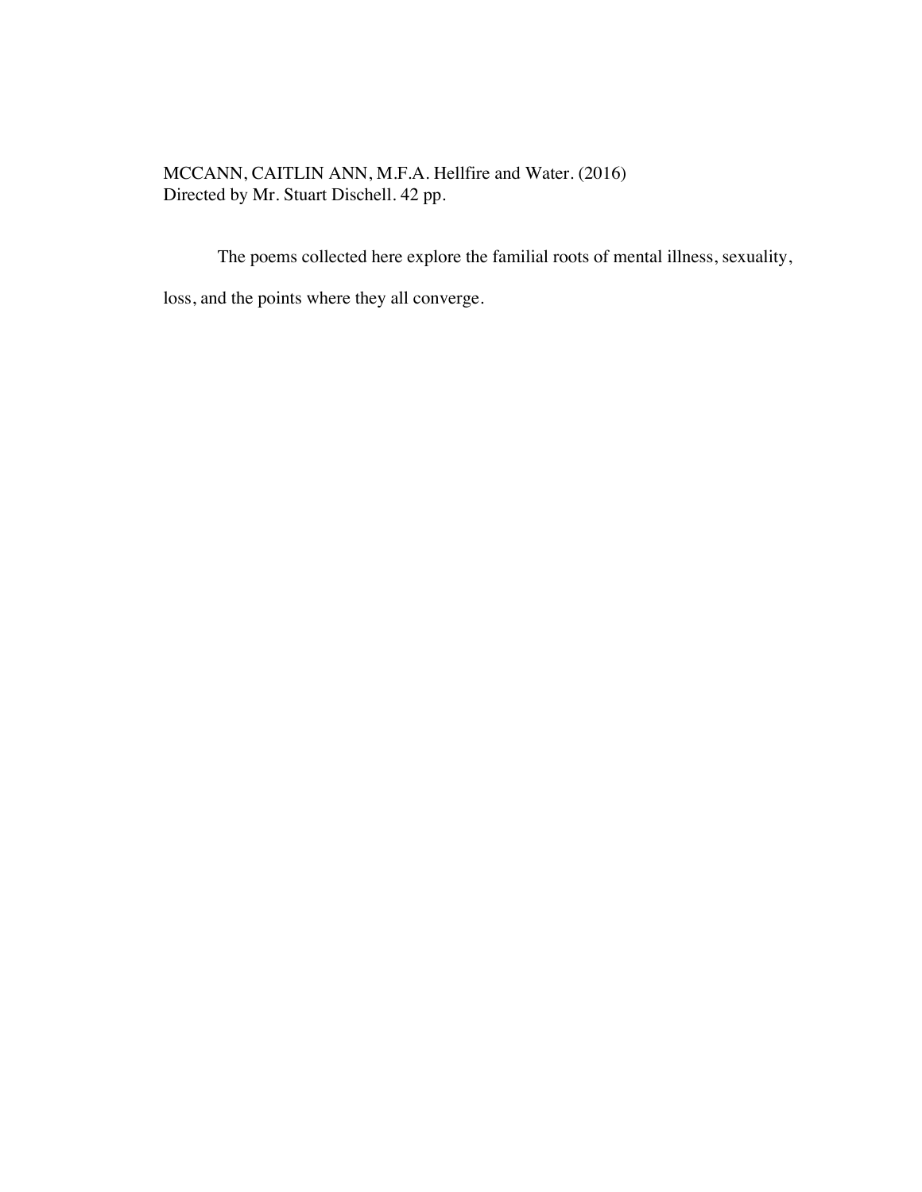MCCANN, CAITLIN ANN, M.F.A. Hellfire and Water. (2016)
Directed by Mr. Stuart Dischell. 42 pp.

The poems collected here explore the familial roots of mental illness, sexuality, loss, and the points where they all converge.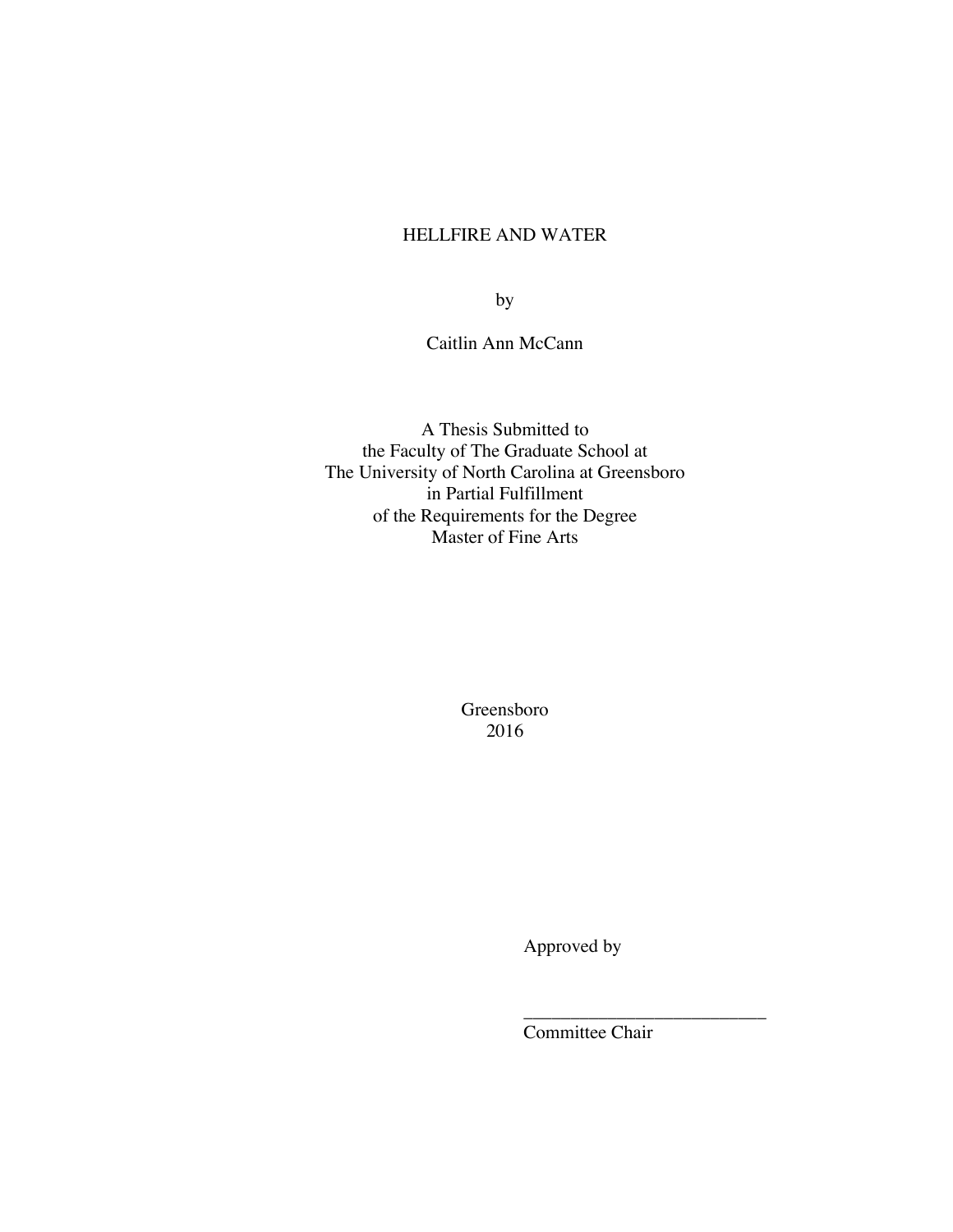HELLFIRE AND WATER

by

Caitlin Ann McCann

A Thesis Submitted to
the Faculty of The Graduate School at
The University of North Carolina at Greensboro
in Partial Fulfillment
of the Requirements for the Degree
Master of Fine Arts

Greensboro
2016

Approved by

___________________________
Committee Chair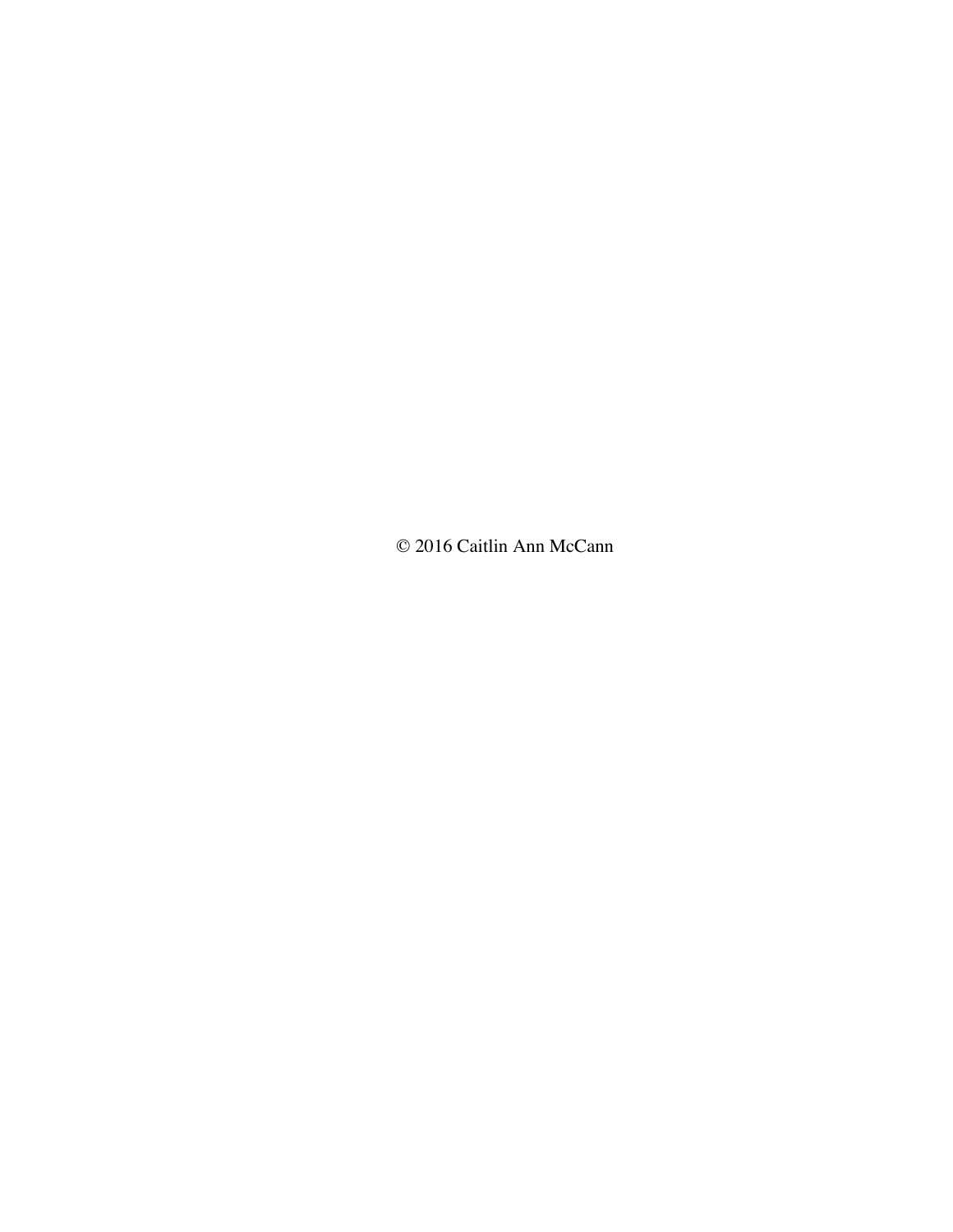© 2016 Caitlin Ann McCann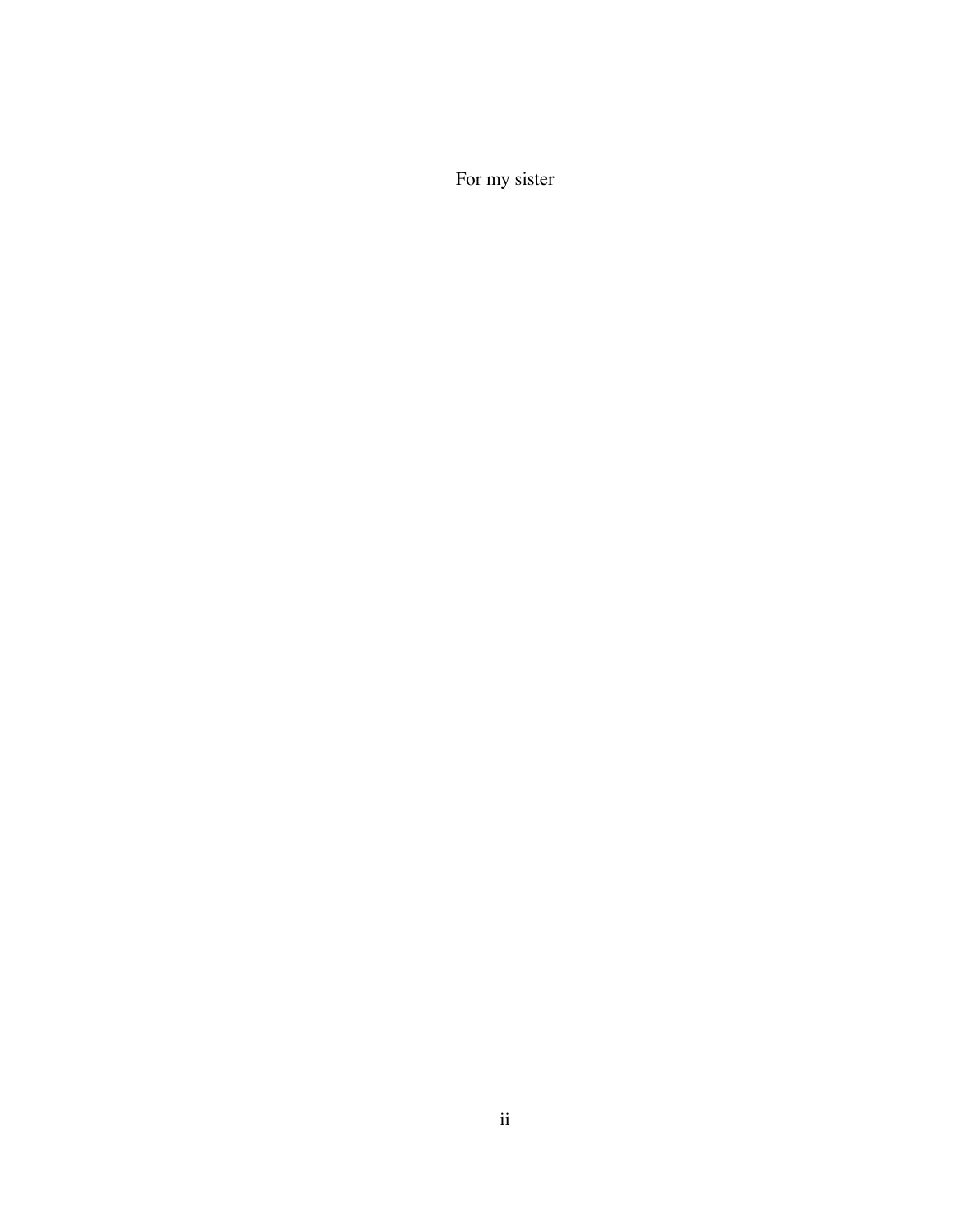For my sister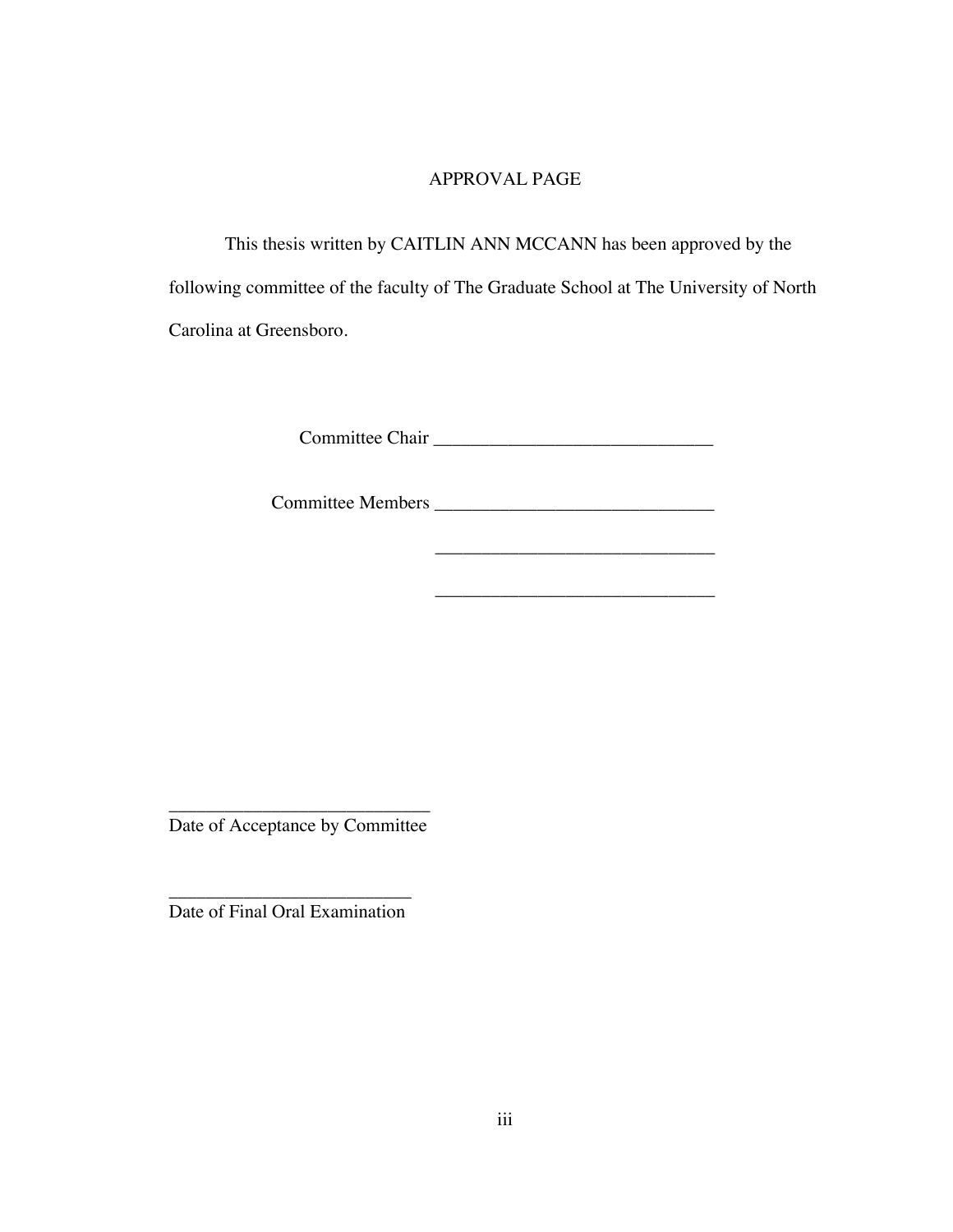# APPROVAL PAGE

This thesis written by CAITLIN ANN MCCANN has been approved by the following committee of the faculty of The Graduate School at The University of North Carolina at Greensboro.

Committee Chair ______________________________

Committee Members ______________________________

______________________________

______________________________

____________________________
Date of Acceptance by Committee

__________________________
Date of Final Oral Examination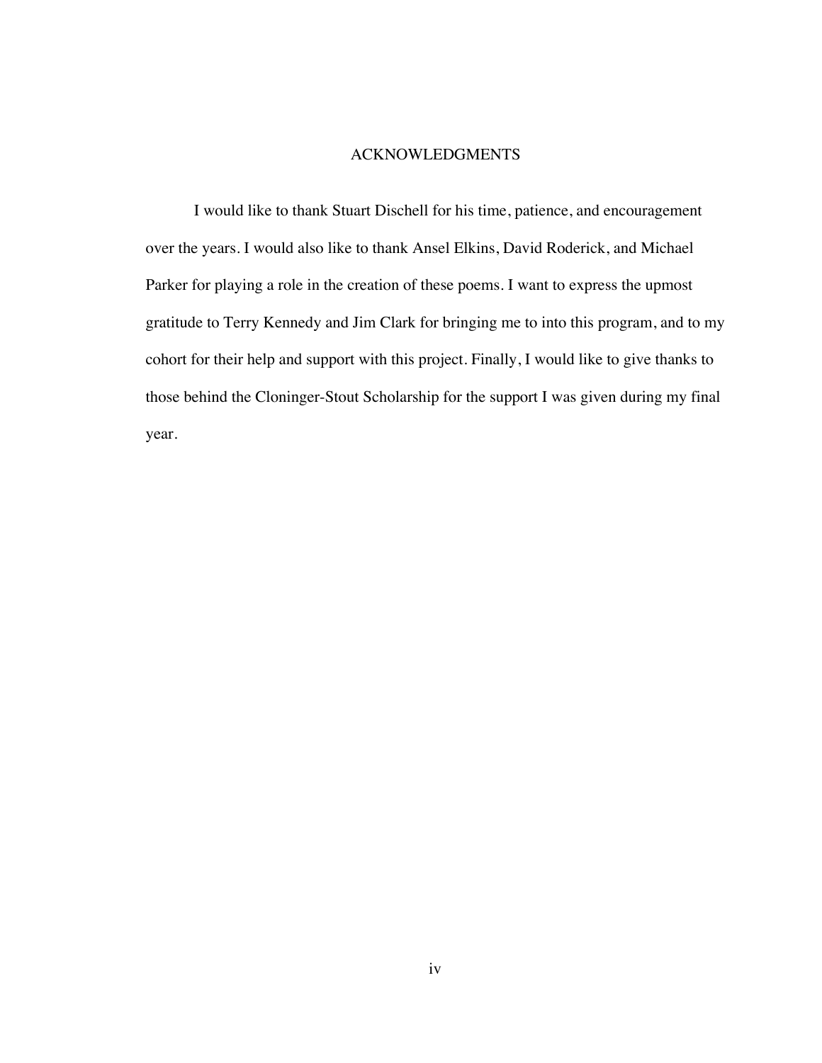# ACKNOWLEDGMENTS

I would like to thank Stuart Dischell for his time, patience, and encouragement over the years. I would also like to thank Ansel Elkins, David Roderick, and Michael Parker for playing a role in the creation of these poems. I want to express the upmost gratitude to Terry Kennedy and Jim Clark for bringing me to into this program, and to my cohort for their help and support with this project. Finally, I would like to give thanks to those behind the Cloninger-Stout Scholarship for the support I was given during my final year.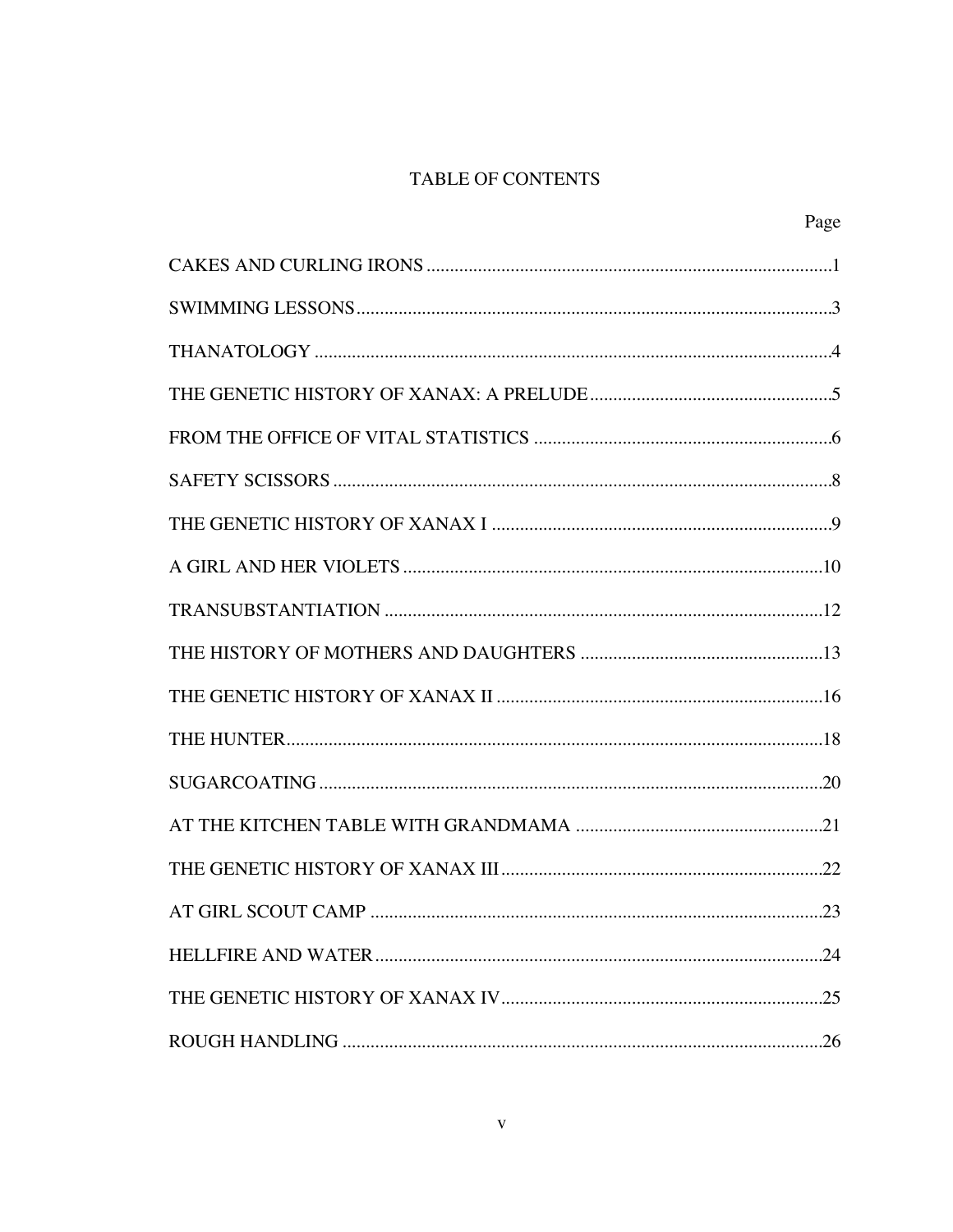# TABLE OF CONTENTS

| | Page |
|---|---|
| CAKES AND CURLING IRONS | 1 |
| SWIMMING LESSONS | 3 |
| THANATOLOGY | 4 |
| THE GENETIC HISTORY OF XANAX: A PRELUDE | 5 |
| FROM THE OFFICE OF VITAL STATISTICS | 6 |
| SAFETY SCISSORS | 8 |
| THE GENETIC HISTORY OF XANAX I | 9 |
| A GIRL AND HER VIOLETS | 10 |
| TRANSUBSTANTIATION | 12 |
| THE HISTORY OF MOTHERS AND DAUGHTERS | 13 |
| THE GENETIC HISTORY OF XANAX II | 16 |
| THE HUNTER | 18 |
| SUGARCOATING | 20 |
| AT THE KITCHEN TABLE WITH GRANDMAMA | 21 |
| THE GENETIC HISTORY OF XANAX III | 22 |
| AT GIRL SCOUT CAMP | 23 |
| HELLFIRE AND WATER | 24 |
| THE GENETIC HISTORY OF XANAX IV | 25 |
| ROUGH HANDLING | 26 |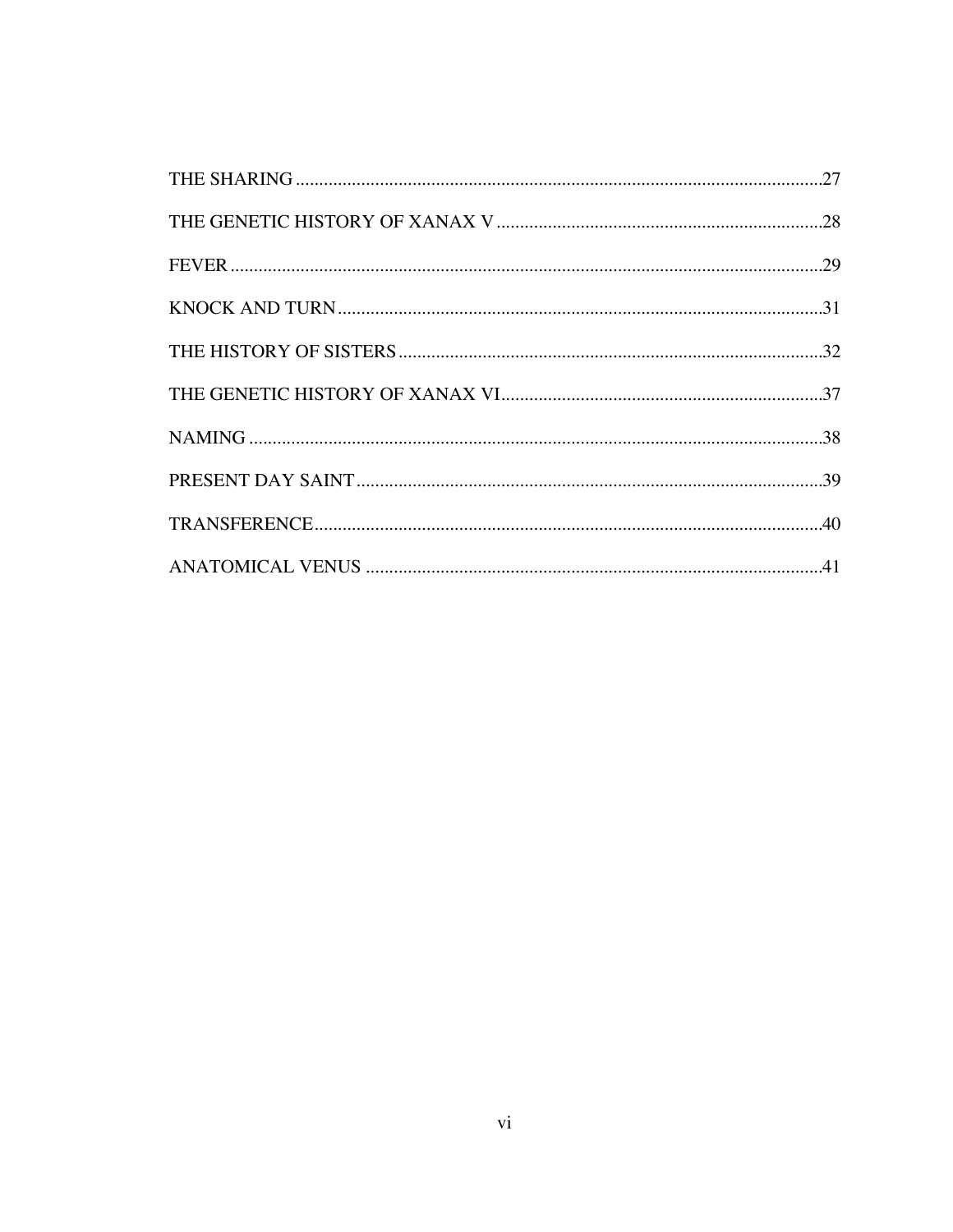THE SHARING ............................................................................................................27

THE GENETIC HISTORY OF XANAX V ..................................................................28

FEVER .......................................................................................................................29

KNOCK AND TURN ................................................................................................31

THE HISTORY OF SISTERS ...................................................................................32

THE GENETIC HISTORY OF XANAX VI...............................................................37

NAMING ..................................................................................................................38

PRESENT DAY SAINT .............................................................................................39

TRANSFERENCE.....................................................................................................40

ANATOMICAL VENUS ..........................................................................................41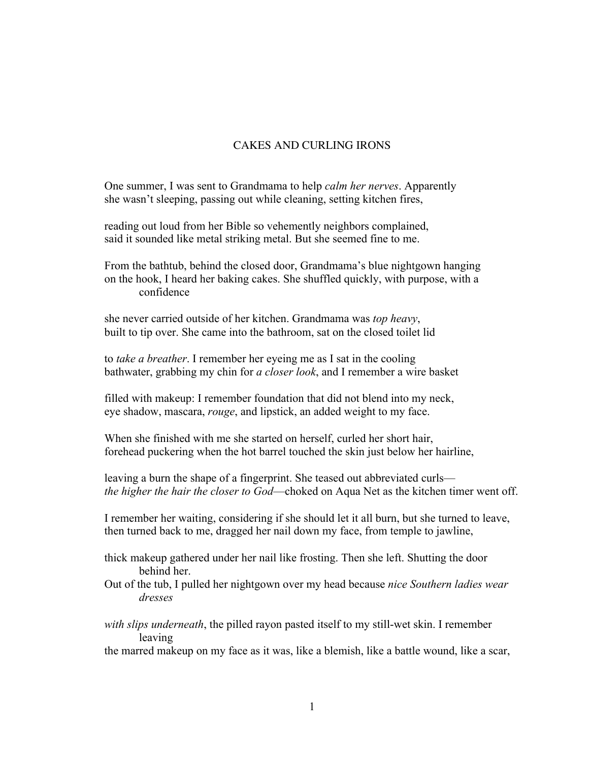# CAKES AND CURLING IRONS

One summer, I was sent to Grandmama to help *calm her nerves*. Apparently
she wasn't sleeping, passing out while cleaning, setting kitchen fires,

reading out loud from her Bible so vehemently neighbors complained,
said it sounded like metal striking metal. But she seemed fine to me.

From the bathtub, behind the closed door, Grandmama's blue nightgown hanging
on the hook, I heard her baking cakes. She shuffled quickly, with purpose, with a confidence

she never carried outside of her kitchen. Grandmama was *top heavy*,
built to tip over. She came into the bathroom, sat on the closed toilet lid

to *take a breather*. I remember her eyeing me as I sat in the cooling
bathwater, grabbing my chin for *a closer look*, and I remember a wire basket

filled with makeup: I remember foundation that did not blend into my neck,
eye shadow, mascara, *rouge*, and lipstick, an added weight to my face.

When she finished with me she started on herself, curled her short hair,
forehead puckering when the hot barrel touched the skin just below her hairline,

leaving a burn the shape of a fingerprint. She teased out abbreviated curls—
*the higher the hair the closer to God*—choked on Aqua Net as the kitchen timer went off.

I remember her waiting, considering if she should let it all burn, but she turned to leave,
then turned back to me, dragged her nail down my face, from temple to jawline,

thick makeup gathered under her nail like frosting. Then she left. Shutting the door behind her.
Out of the tub, I pulled her nightgown over my head because *nice Southern ladies wear dresses*

*with slips underneath*, the pilled rayon pasted itself to my still-wet skin. I remember leaving
the marred makeup on my face as it was, like a blemish, like a battle wound, like a scar,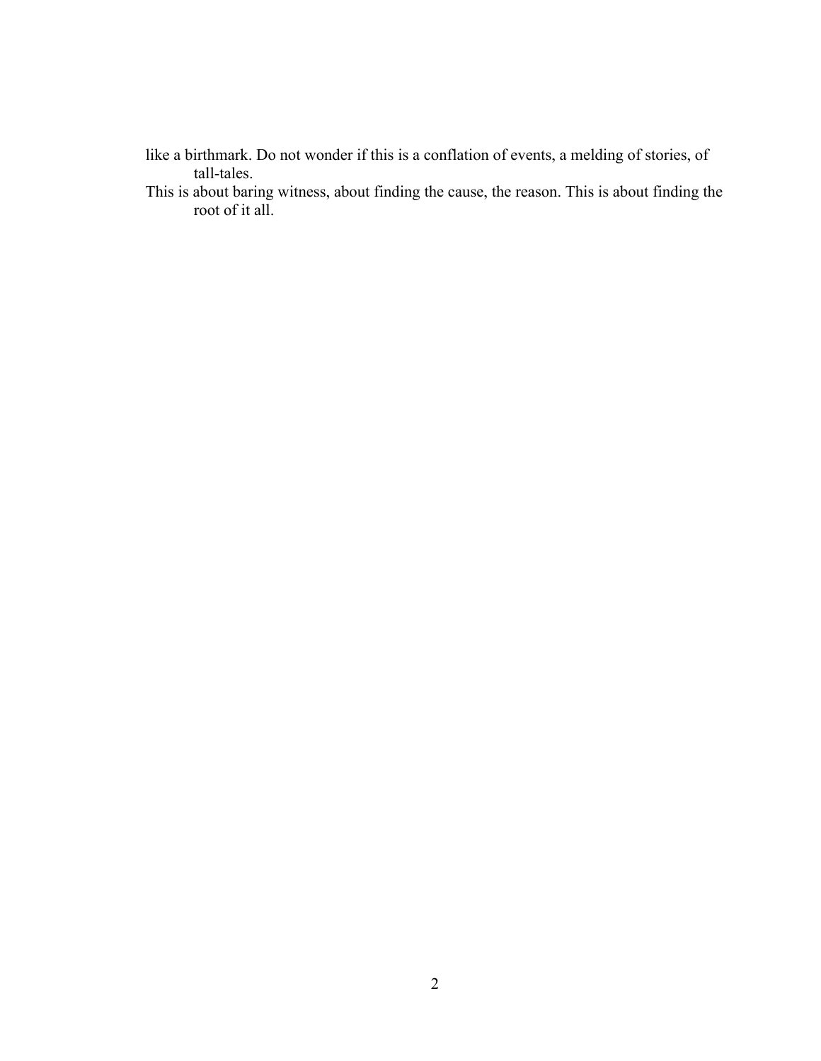like a birthmark. Do not wonder if this is a conflation of events, a melding of stories, of tall-tales.

This is about baring witness, about finding the cause, the reason. This is about finding the root of it all.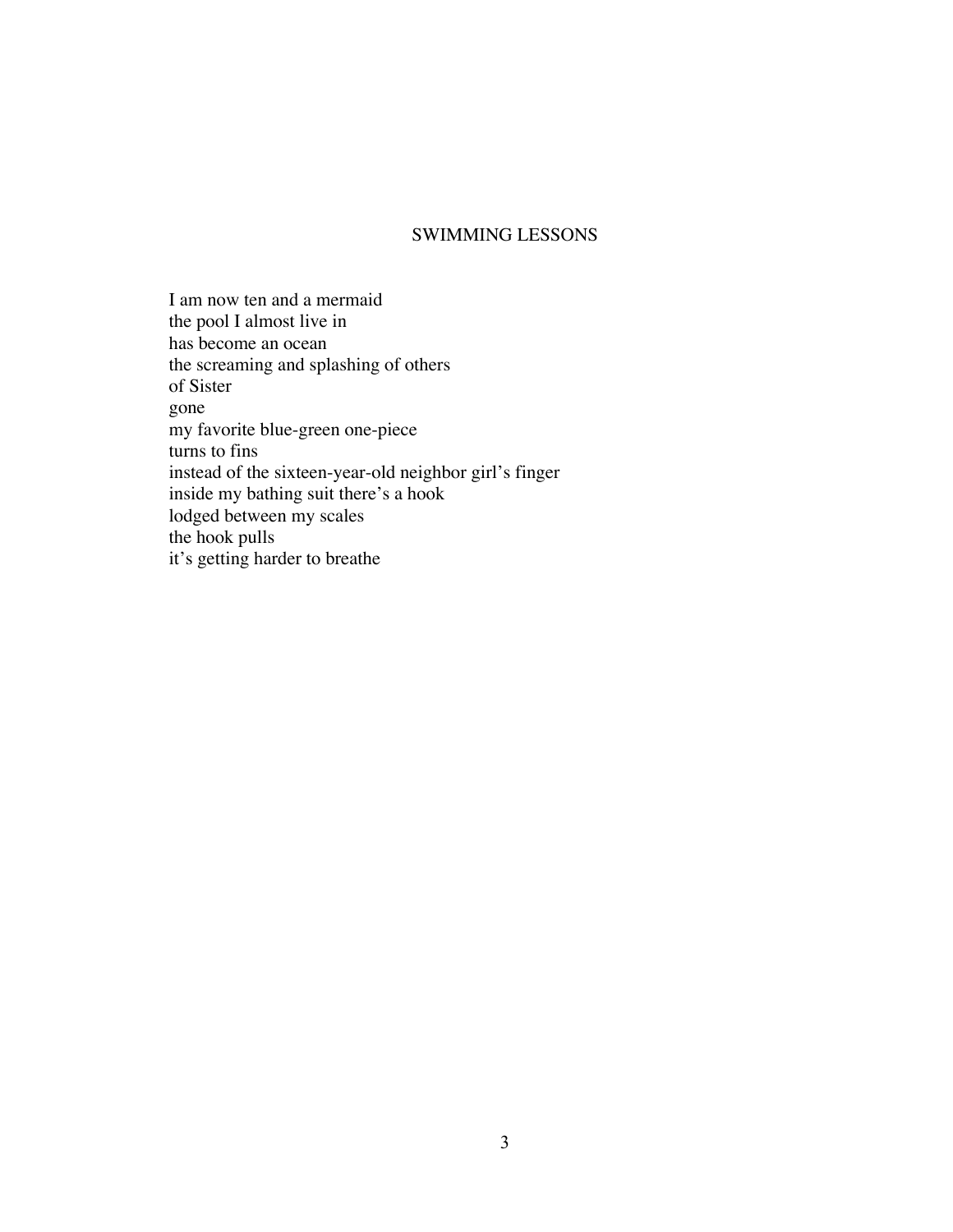## SWIMMING LESSONS

I am now ten and a mermaid  
the pool I almost live in  
has become an ocean  
the screaming and splashing of others  
of Sister  
gone  
my favorite blue-green one-piece  
turns to fins  
instead of the sixteen-year-old neighbor girl's finger  
inside my bathing suit there's a hook  
lodged between my scales  
the hook pulls  
it's getting harder to breathe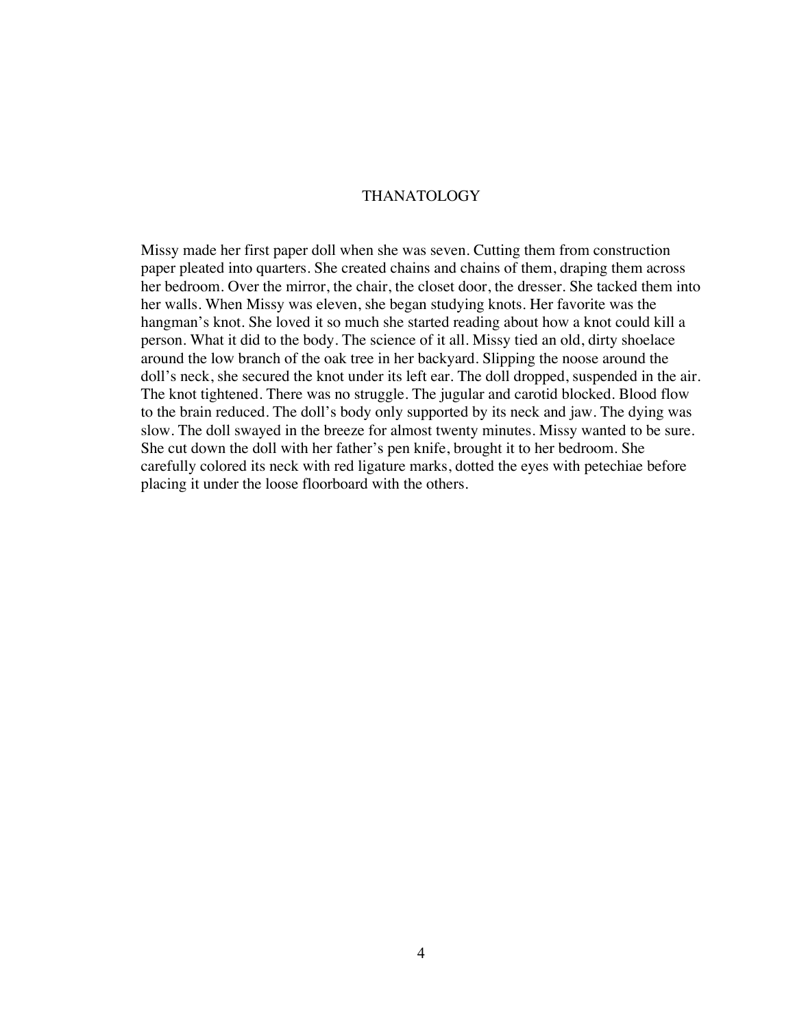# THANATOLOGY

Missy made her first paper doll when she was seven. Cutting them from construction paper pleated into quarters. She created chains and chains of them, draping them across her bedroom. Over the mirror, the chair, the closet door, the dresser. She tacked them into her walls. When Missy was eleven, she began studying knots. Her favorite was the hangman's knot. She loved it so much she started reading about how a knot could kill a person. What it did to the body. The science of it all. Missy tied an old, dirty shoelace around the low branch of the oak tree in her backyard. Slipping the noose around the doll's neck, she secured the knot under its left ear. The doll dropped, suspended in the air. The knot tightened. There was no struggle. The jugular and carotid blocked. Blood flow to the brain reduced. The doll's body only supported by its neck and jaw. The dying was slow. The doll swayed in the breeze for almost twenty minutes. Missy wanted to be sure. She cut down the doll with her father's pen knife, brought it to her bedroom. She carefully colored its neck with red ligature marks, dotted the eyes with petechiae before placing it under the loose floorboard with the others.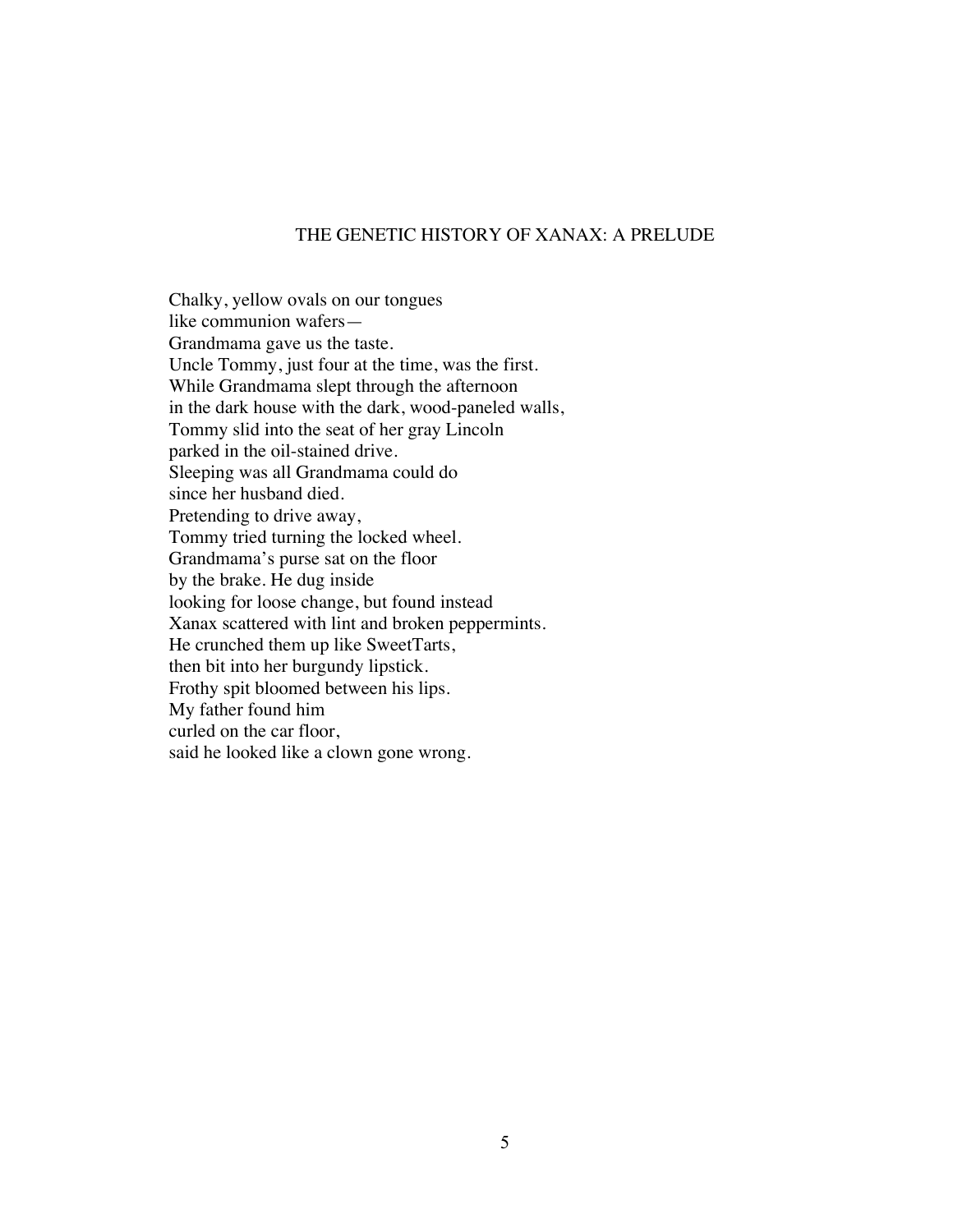# THE GENETIC HISTORY OF XANAX: A PRELUDE

Chalky, yellow ovals on our tongues  
like communion wafers—  
Grandmama gave us the taste.  
Uncle Tommy, just four at the time, was the first.  
While Grandmama slept through the afternoon  
in the dark house with the dark, wood-paneled walls,  
Tommy slid into the seat of her gray Lincoln  
parked in the oil-stained drive.  
Sleeping was all Grandmama could do  
since her husband died.  
Pretending to drive away,  
Tommy tried turning the locked wheel.  
Grandmama's purse sat on the floor  
by the brake. He dug inside  
looking for loose change, but found instead  
Xanax scattered with lint and broken peppermints.  
He crunched them up like SweetTarts,  
then bit into her burgundy lipstick.  
Frothy spit bloomed between his lips.  
My father found him  
curled on the car floor,  
said he looked like a clown gone wrong.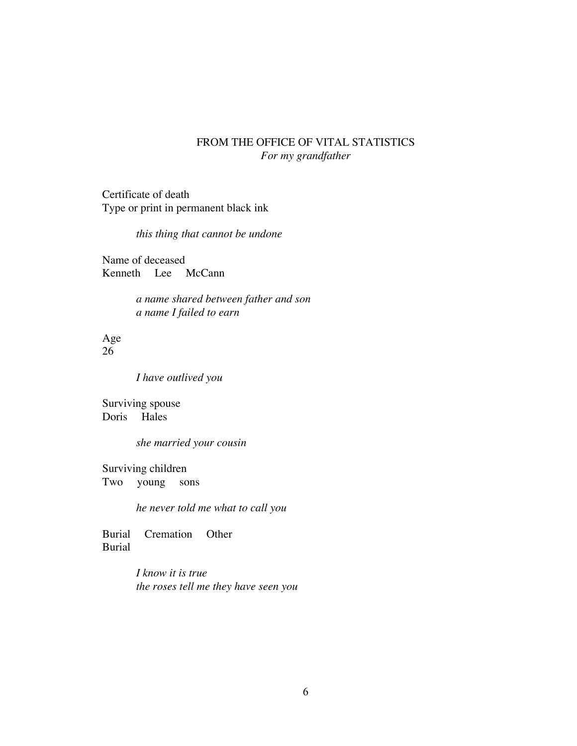## FROM THE OFFICE OF VITAL STATISTICS

*For my grandfather*

Certificate of death  
Type or print in permanent black ink

> *this thing that cannot be undone*

Name of deceased  
Kenneth Lee McCann

> *a name shared between father and son*  
> *a name I failed to earn*

Age  
26

> *I have outlived you*

Surviving spouse  
Doris Hales

> *she married your cousin*

Surviving children  
Two young sons

> *he never told me what to call you*

Burial Cremation Other  
Burial

> *I know it is true*  
> *the roses tell me they have seen you*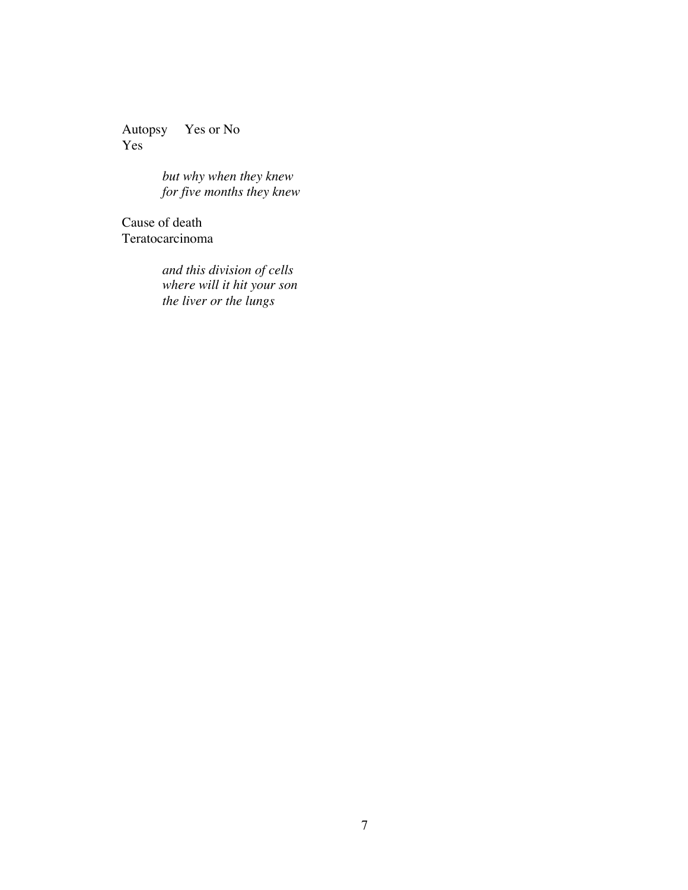Autopsy     Yes or No  
Yes

> *but why when they knew*  
> *for five months they knew*

Cause of death  
Teratocarcinoma

> *and this division of cells*  
> *where will it hit your son*  
> *the liver or the lungs*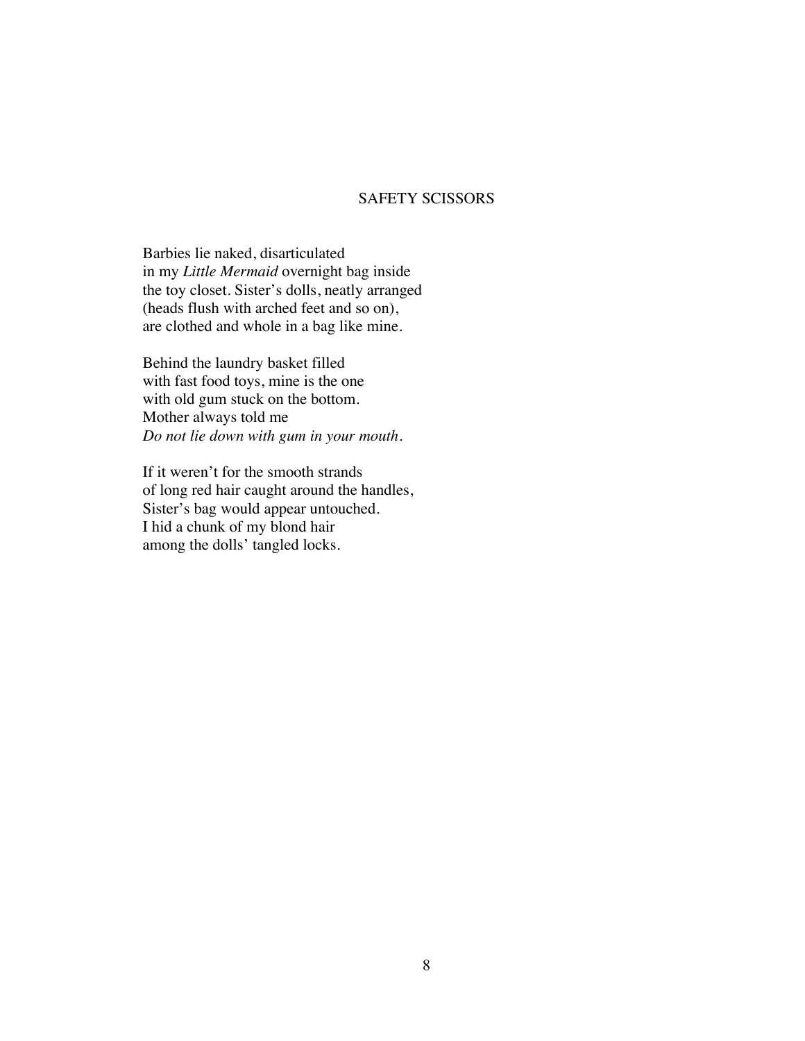## SAFETY SCISSORS

Barbies lie naked, disarticulated  
in my *Little Mermaid* overnight bag inside  
the toy closet. Sister's dolls, neatly arranged  
(heads flush with arched feet and so on),  
are clothed and whole in a bag like mine.

Behind the laundry basket filled  
with fast food toys, mine is the one  
with old gum stuck on the bottom.  
Mother always told me  
*Do not lie down with gum in your mouth.*

If it weren't for the smooth strands  
of long red hair caught around the handles,  
Sister's bag would appear untouched.  
I hid a chunk of my blond hair  
among the dolls' tangled locks.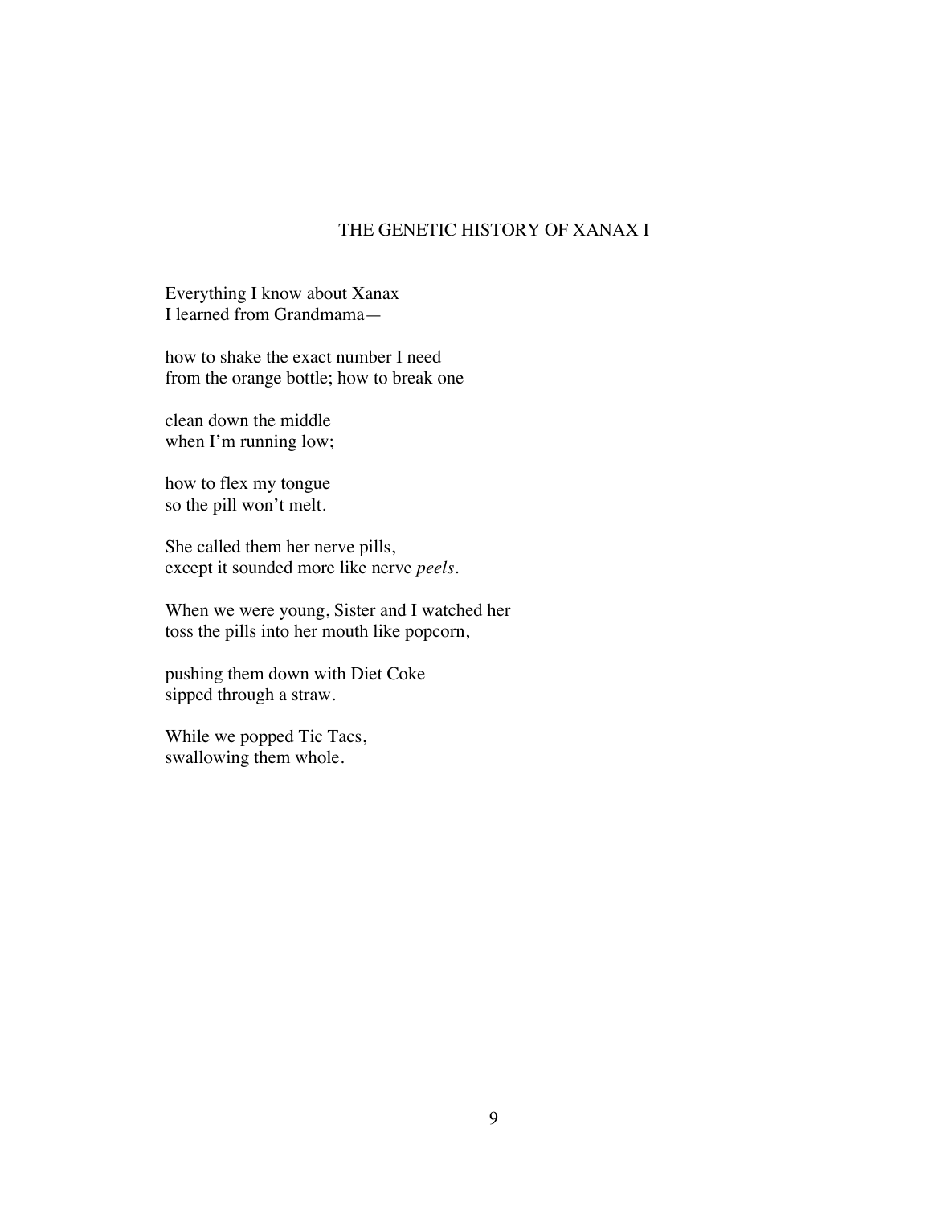## THE GENETIC HISTORY OF XANAX I

Everything I know about Xanax
I learned from Grandmama—

how to shake the exact number I need
from the orange bottle; how to break one

clean down the middle
when I'm running low;

how to flex my tongue
so the pill won't melt.

She called them her nerve pills,
except it sounded more like nerve *peels*.

When we were young, Sister and I watched her
toss the pills into her mouth like popcorn,

pushing them down with Diet Coke
sipped through a straw.

While we popped Tic Tacs,
swallowing them whole.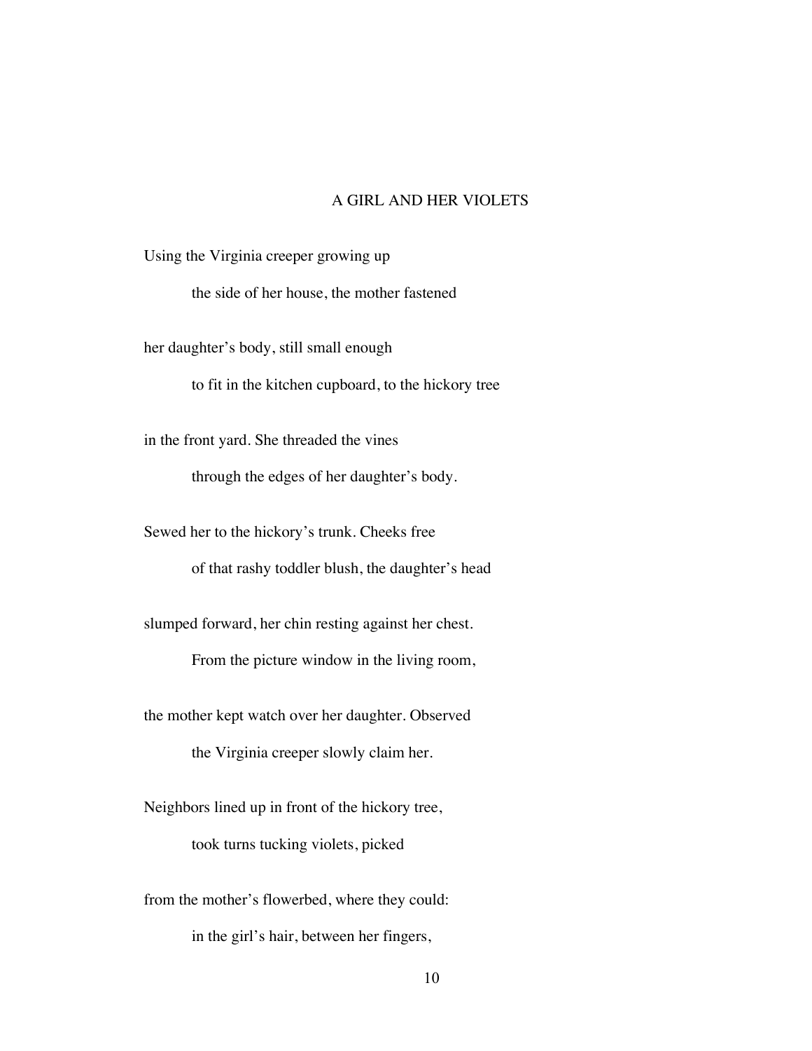## A GIRL AND HER VIOLETS

Using the Virginia creeper growing up

&nbsp;&nbsp;&nbsp;&nbsp;&nbsp;&nbsp;&nbsp;&nbsp;the side of her house, the mother fastened

her daughter's body, still small enough

&nbsp;&nbsp;&nbsp;&nbsp;&nbsp;&nbsp;&nbsp;&nbsp;to fit in the kitchen cupboard, to the hickory tree

in the front yard. She threaded the vines

&nbsp;&nbsp;&nbsp;&nbsp;&nbsp;&nbsp;&nbsp;&nbsp;through the edges of her daughter's body.

Sewed her to the hickory's trunk. Cheeks free

&nbsp;&nbsp;&nbsp;&nbsp;&nbsp;&nbsp;&nbsp;&nbsp;of that rashy toddler blush, the daughter's head

slumped forward, her chin resting against her chest.

&nbsp;&nbsp;&nbsp;&nbsp;&nbsp;&nbsp;&nbsp;&nbsp;From the picture window in the living room,

the mother kept watch over her daughter. Observed

&nbsp;&nbsp;&nbsp;&nbsp;&nbsp;&nbsp;&nbsp;&nbsp;the Virginia creeper slowly claim her.

Neighbors lined up in front of the hickory tree,

&nbsp;&nbsp;&nbsp;&nbsp;&nbsp;&nbsp;&nbsp;&nbsp;took turns tucking violets, picked

from the mother's flowerbed, where they could:

&nbsp;&nbsp;&nbsp;&nbsp;&nbsp;&nbsp;&nbsp;&nbsp;in the girl's hair, between her fingers,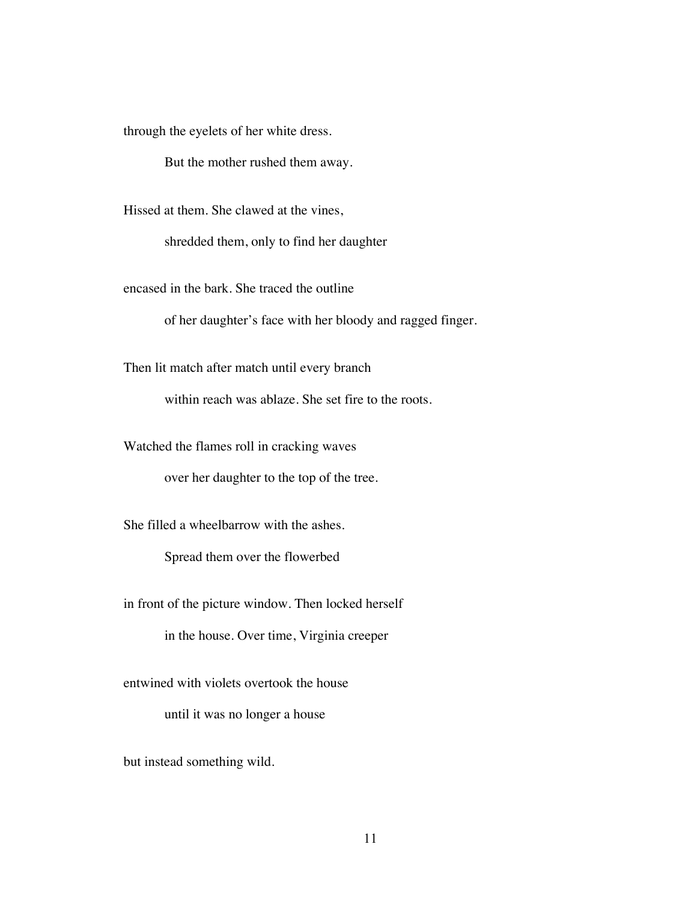through the eyelets of her white dress.

&nbsp;&nbsp;&nbsp;&nbsp;&nbsp;&nbsp;&nbsp;&nbsp;But the mother rushed them away.

Hissed at them. She clawed at the vines,

&nbsp;&nbsp;&nbsp;&nbsp;&nbsp;&nbsp;&nbsp;&nbsp;shredded them, only to find her daughter

encased in the bark. She traced the outline

&nbsp;&nbsp;&nbsp;&nbsp;&nbsp;&nbsp;&nbsp;&nbsp;of her daughter's face with her bloody and ragged finger.

Then lit match after match until every branch

&nbsp;&nbsp;&nbsp;&nbsp;&nbsp;&nbsp;&nbsp;&nbsp;within reach was ablaze. She set fire to the roots.

Watched the flames roll in cracking waves

&nbsp;&nbsp;&nbsp;&nbsp;&nbsp;&nbsp;&nbsp;&nbsp;over her daughter to the top of the tree.

She filled a wheelbarrow with the ashes.

&nbsp;&nbsp;&nbsp;&nbsp;&nbsp;&nbsp;&nbsp;&nbsp;Spread them over the flowerbed

in front of the picture window. Then locked herself

&nbsp;&nbsp;&nbsp;&nbsp;&nbsp;&nbsp;&nbsp;&nbsp;in the house. Over time, Virginia creeper

entwined with violets overtook the house

&nbsp;&nbsp;&nbsp;&nbsp;&nbsp;&nbsp;&nbsp;&nbsp;until it was no longer a house

but instead something wild.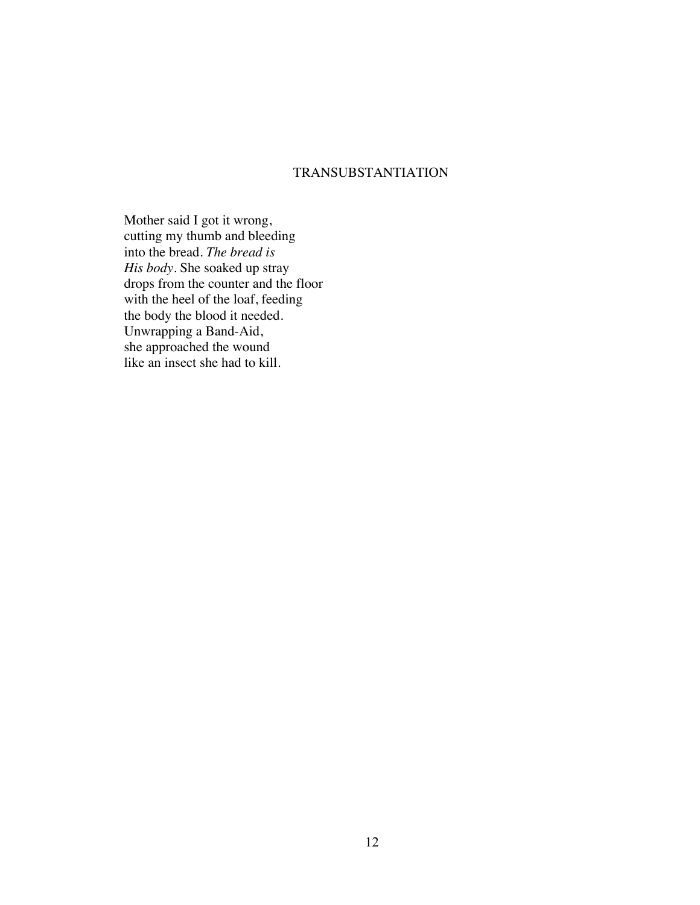# TRANSUBSTANTIATION

Mother said I got it wrong,  
cutting my thumb and bleeding  
into the bread. *The bread is*  
*His body*. She soaked up stray  
drops from the counter and the floor  
with the heel of the loaf, feeding  
the body the blood it needed.  
Unwrapping a Band-Aid,  
she approached the wound  
like an insect she had to kill.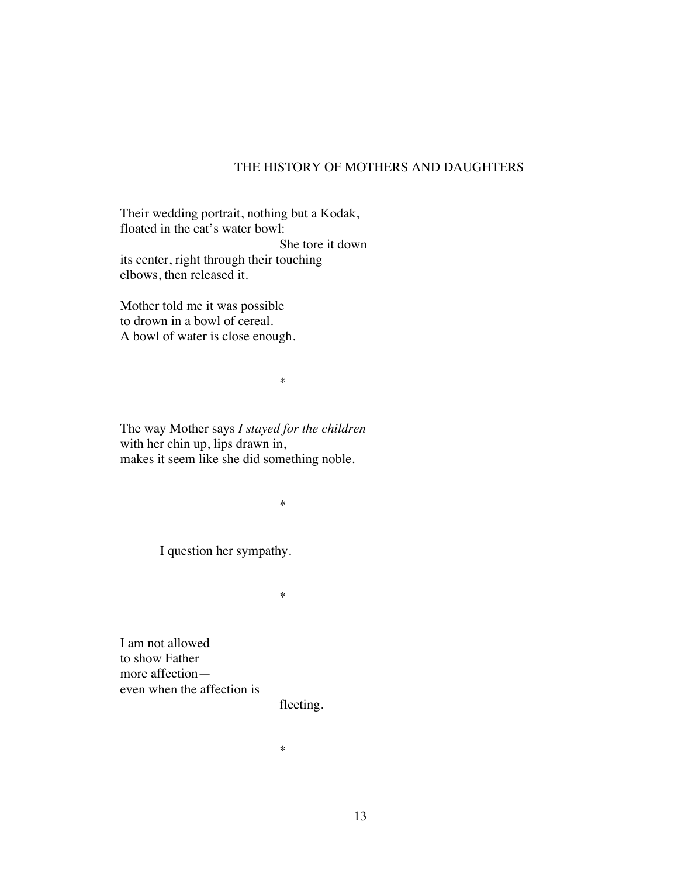# THE HISTORY OF MOTHERS AND DAUGHTERS

Their wedding portrait, nothing but a Kodak,  
floated in the cat's water bowl:  
                                        She tore it down  
its center, right through their touching  
elbows, then released it.

Mother told me it was possible  
to drown in a bowl of cereal.  
A bowl of water is close enough.

*

The way Mother says *I stayed for the children*  
with her chin up, lips drawn in,  
makes it seem like she did something noble.

*

      I question her sympathy.

*

I am not allowed  
to show Father  
more affection—  
even when the affection is  
                                        fleeting.

*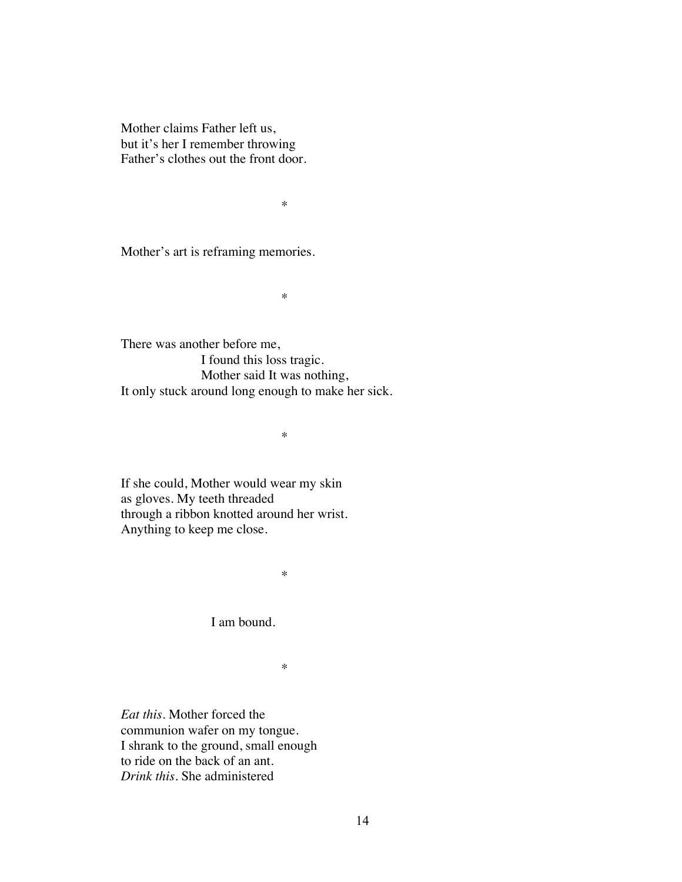Mother claims Father left us,
but it's her I remember throwing
Father's clothes out the front door.

*

Mother's art is reframing memories.

*

There was another before me,
I found this loss tragic.
Mother said It was nothing,
It only stuck around long enough to make her sick.

*

If she could, Mother would wear my skin
as gloves. My teeth threaded
through a ribbon knotted around her wrist.
Anything to keep me close.

*

I am bound.

*

*Eat this*. Mother forced the
communion wafer on my tongue.
I shrank to the ground, small enough
to ride on the back of an ant.
*Drink this*. She administered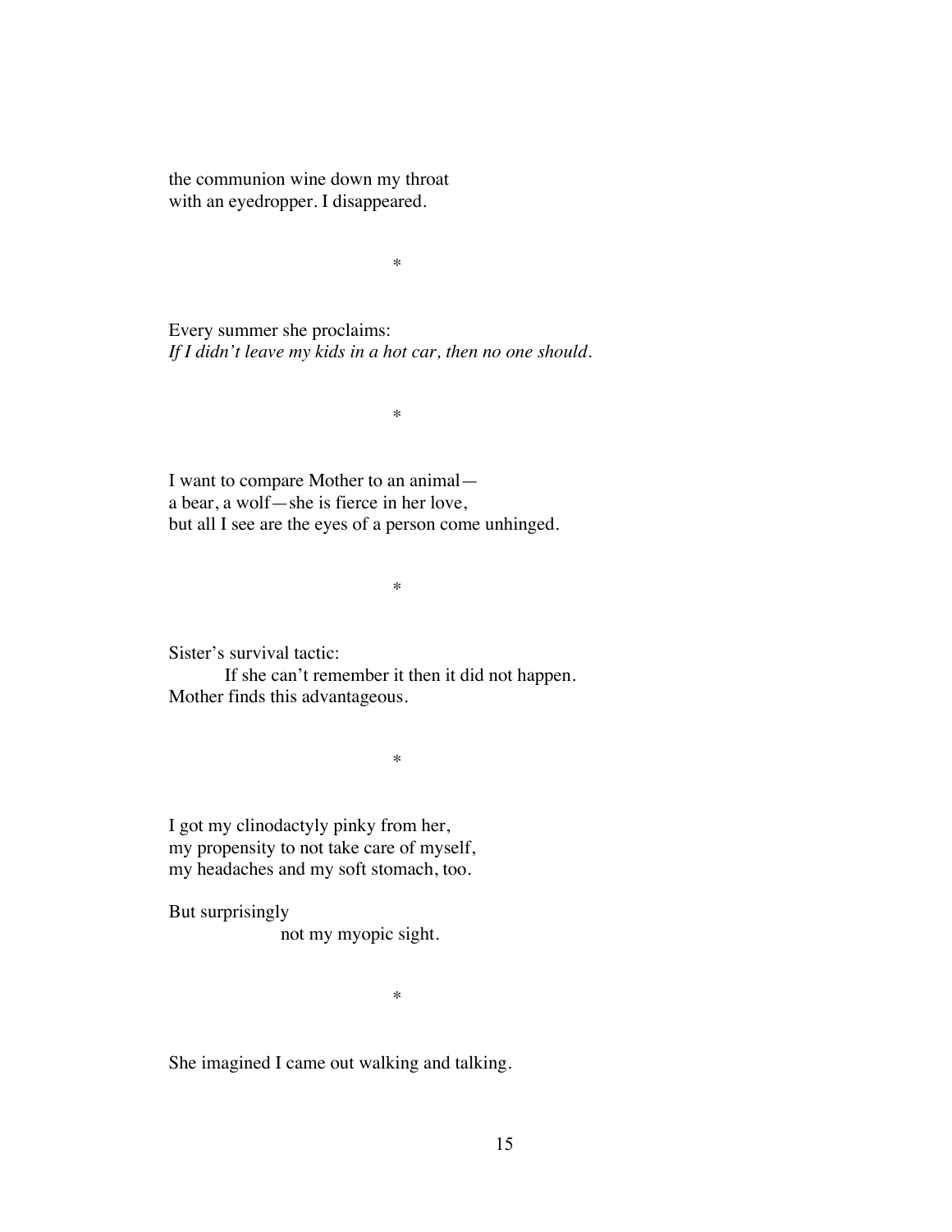the communion wine down my throat
with an eyedropper. I disappeared.

*

Every summer she proclaims:
*If I didn't leave my kids in a hot car, then no one should.*

*

I want to compare Mother to an animal—
a bear, a wolf—she is fierce in her love,
but all I see are the eyes of a person come unhinged.

*

Sister's survival tactic:
&nbsp;&nbsp;&nbsp;&nbsp;&nbsp;&nbsp;&nbsp;&nbsp;If she can't remember it then it did not happen.
Mother finds this advantageous.

*

I got my clinodactyly pinky from her,
my propensity to not take care of myself,
my headaches and my soft stomach, too.

But surprisingly
&nbsp;&nbsp;&nbsp;&nbsp;&nbsp;&nbsp;&nbsp;&nbsp;&nbsp;&nbsp;&nbsp;&nbsp;&nbsp;&nbsp;&nbsp;&nbsp;not my myopic sight.

*

She imagined I came out walking and talking.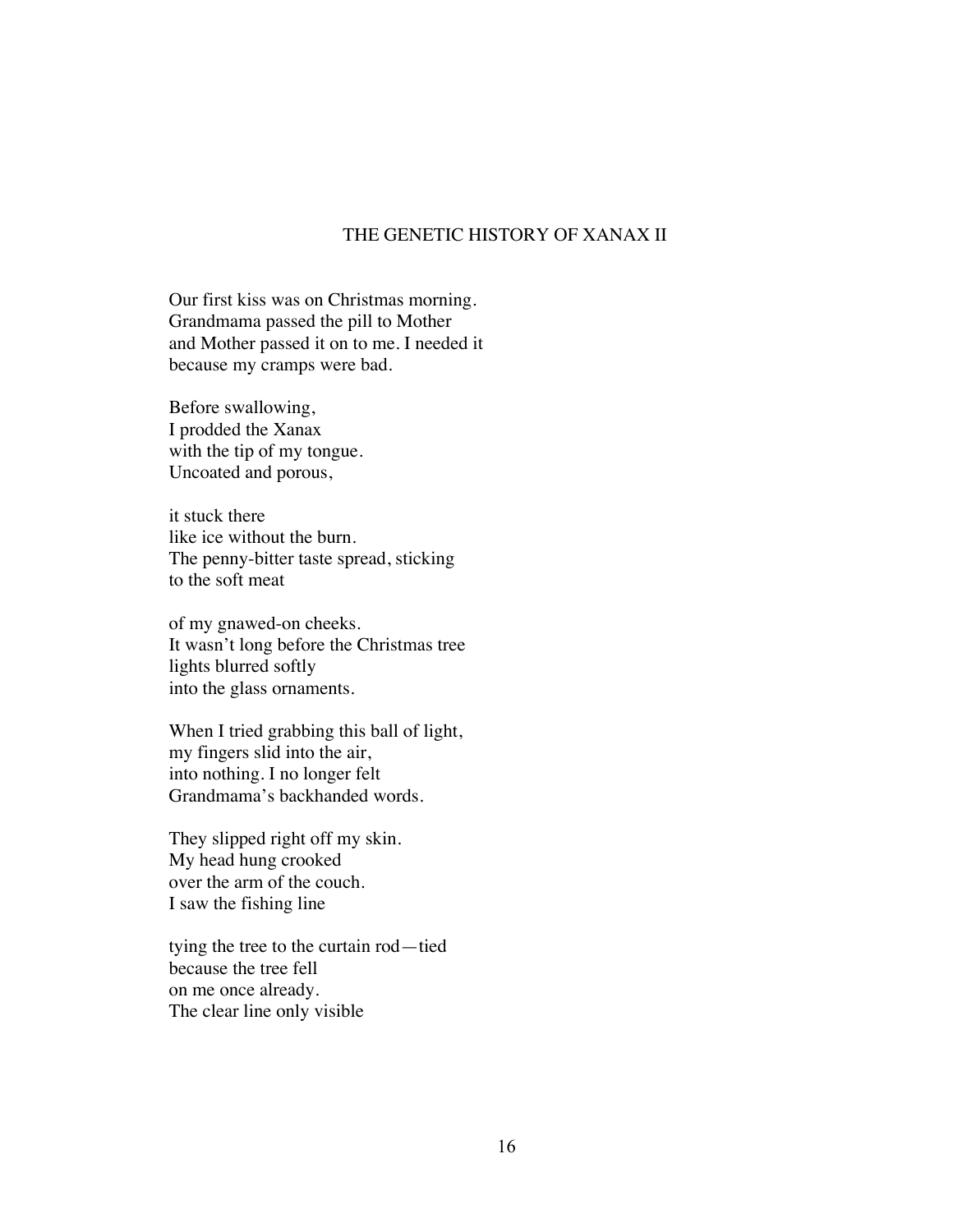## THE GENETIC HISTORY OF XANAX II

Our first kiss was on Christmas morning.
Grandmama passed the pill to Mother
and Mother passed it on to me. I needed it
because my cramps were bad.

Before swallowing,
I prodded the Xanax
with the tip of my tongue.
Uncoated and porous,

it stuck there
like ice without the burn.
The penny-bitter taste spread, sticking
to the soft meat

of my gnawed-on cheeks.
It wasn't long before the Christmas tree
lights blurred softly
into the glass ornaments.

When I tried grabbing this ball of light,
my fingers slid into the air,
into nothing. I no longer felt
Grandmama's backhanded words.

They slipped right off my skin.
My head hung crooked
over the arm of the couch.
I saw the fishing line

tying the tree to the curtain rod—tied
because the tree fell
on me once already.
The clear line only visible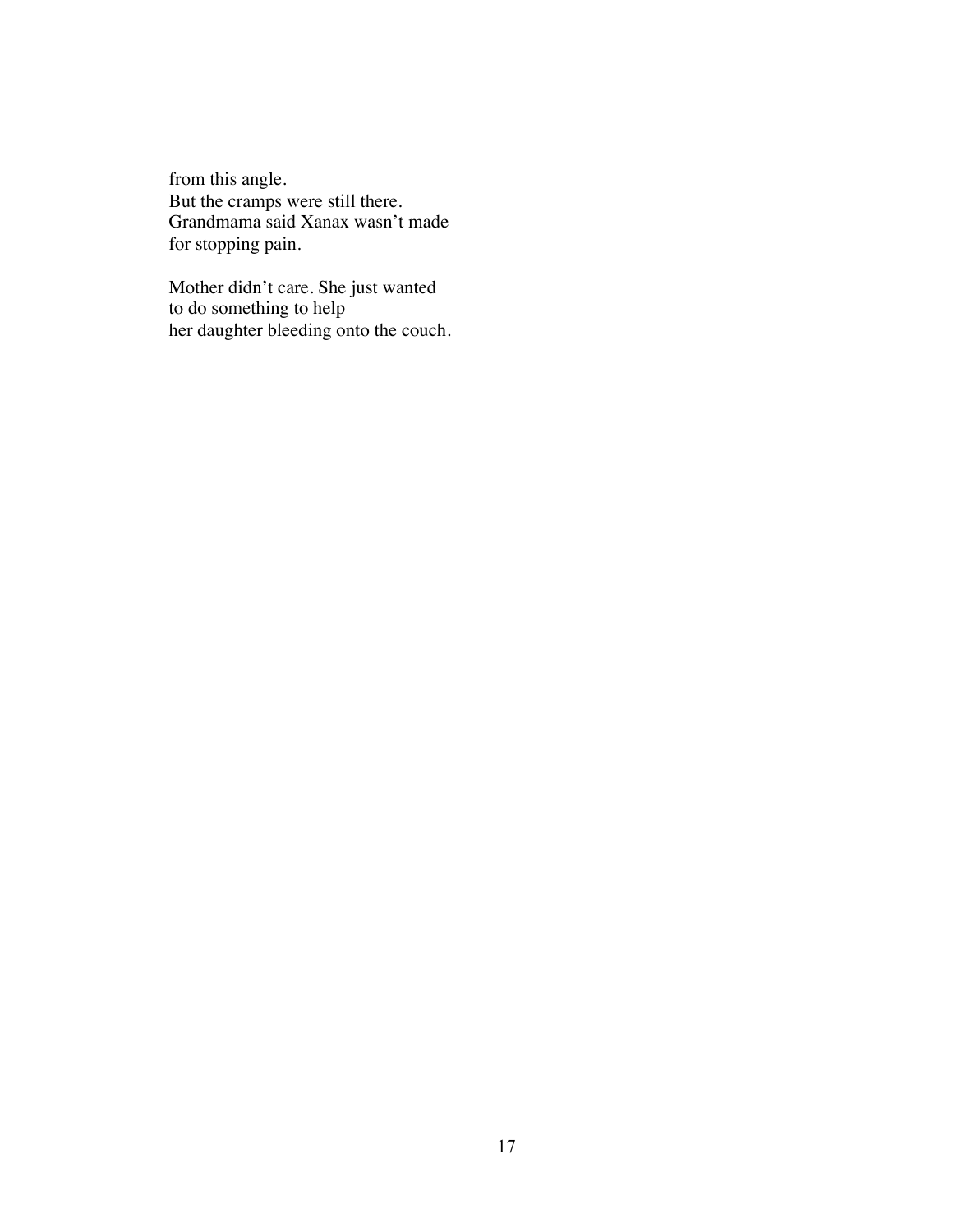from this angle.  
But the cramps were still there.  
Grandmama said Xanax wasn’t made  
for stopping pain.

Mother didn’t care. She just wanted  
to do something to help  
her daughter bleeding onto the couch.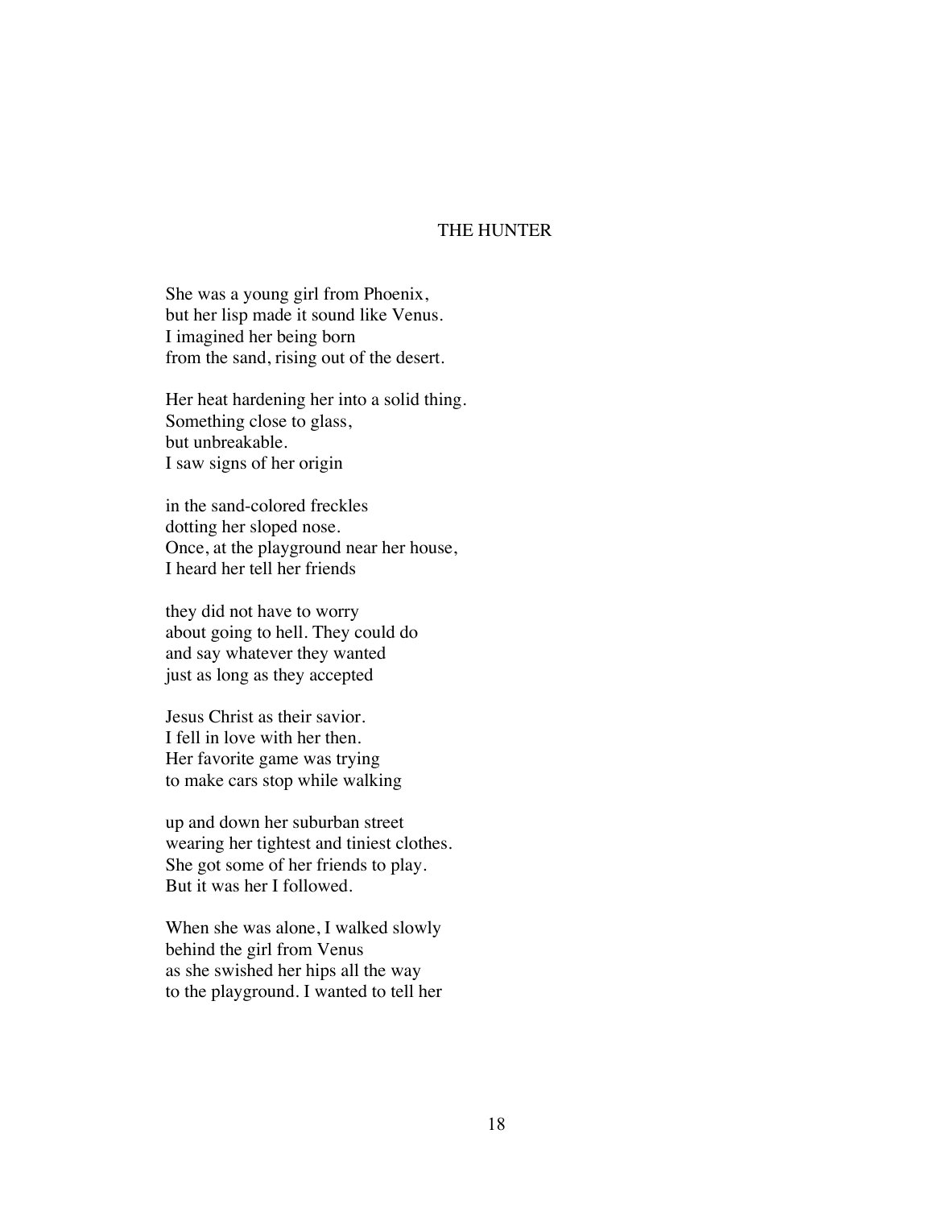# THE HUNTER

She was a young girl from Phoenix,
but her lisp made it sound like Venus.
I imagined her being born
from the sand, rising out of the desert.

Her heat hardening her into a solid thing.
Something close to glass,
but unbreakable.
I saw signs of her origin

in the sand-colored freckles
dotting her sloped nose.
Once, at the playground near her house,
I heard her tell her friends

they did not have to worry
about going to hell. They could do
and say whatever they wanted
just as long as they accepted

Jesus Christ as their savior.
I fell in love with her then.
Her favorite game was trying
to make cars stop while walking

up and down her suburban street
wearing her tightest and tiniest clothes.
She got some of her friends to play.
But it was her I followed.

When she was alone, I walked slowly
behind the girl from Venus
as she swished her hips all the way
to the playground. I wanted to tell her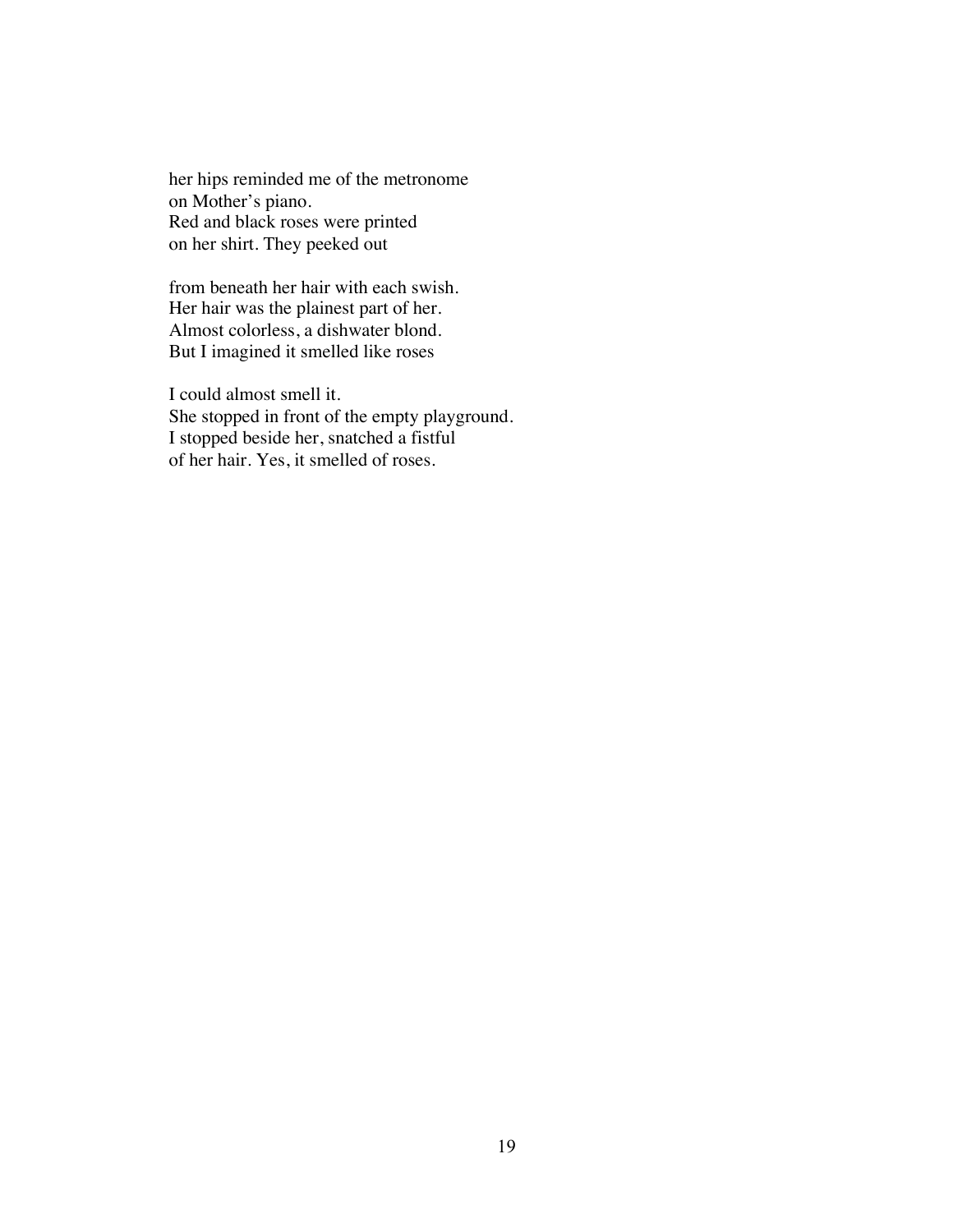her hips reminded me of the metronome  
on Mother's piano.  
Red and black roses were printed  
on her shirt. They peeked out

from beneath her hair with each swish.  
Her hair was the plainest part of her.  
Almost colorless, a dishwater blond.  
But I imagined it smelled like roses

I could almost smell it.  
She stopped in front of the empty playground.  
I stopped beside her, snatched a fistful  
of her hair. Yes, it smelled of roses.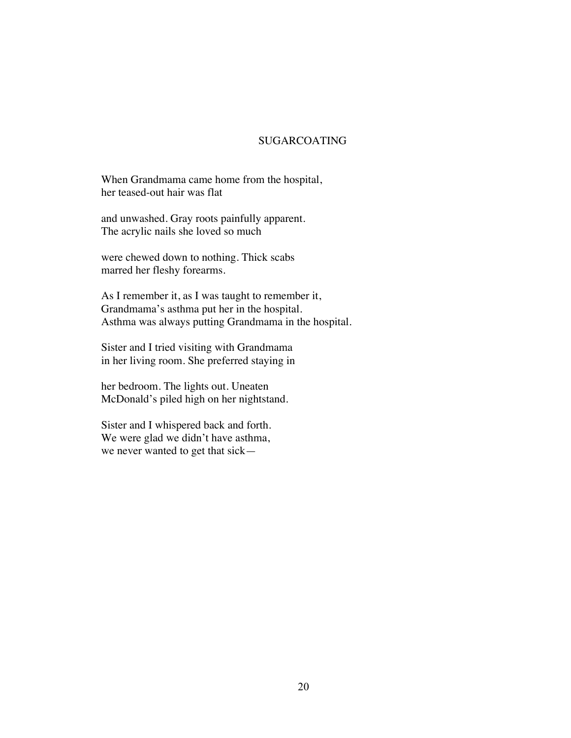## SUGARCOATING

When Grandmama came home from the hospital,
her teased-out hair was flat

and unwashed. Gray roots painfully apparent.
The acrylic nails she loved so much

were chewed down to nothing. Thick scabs
marred her fleshy forearms.

As I remember it, as I was taught to remember it,
Grandmama's asthma put her in the hospital.
Asthma was always putting Grandmama in the hospital.

Sister and I tried visiting with Grandmama
in her living room. She preferred staying in

her bedroom. The lights out. Uneaten
McDonald's piled high on her nightstand.

Sister and I whispered back and forth.
We were glad we didn't have asthma,
we never wanted to get that sick—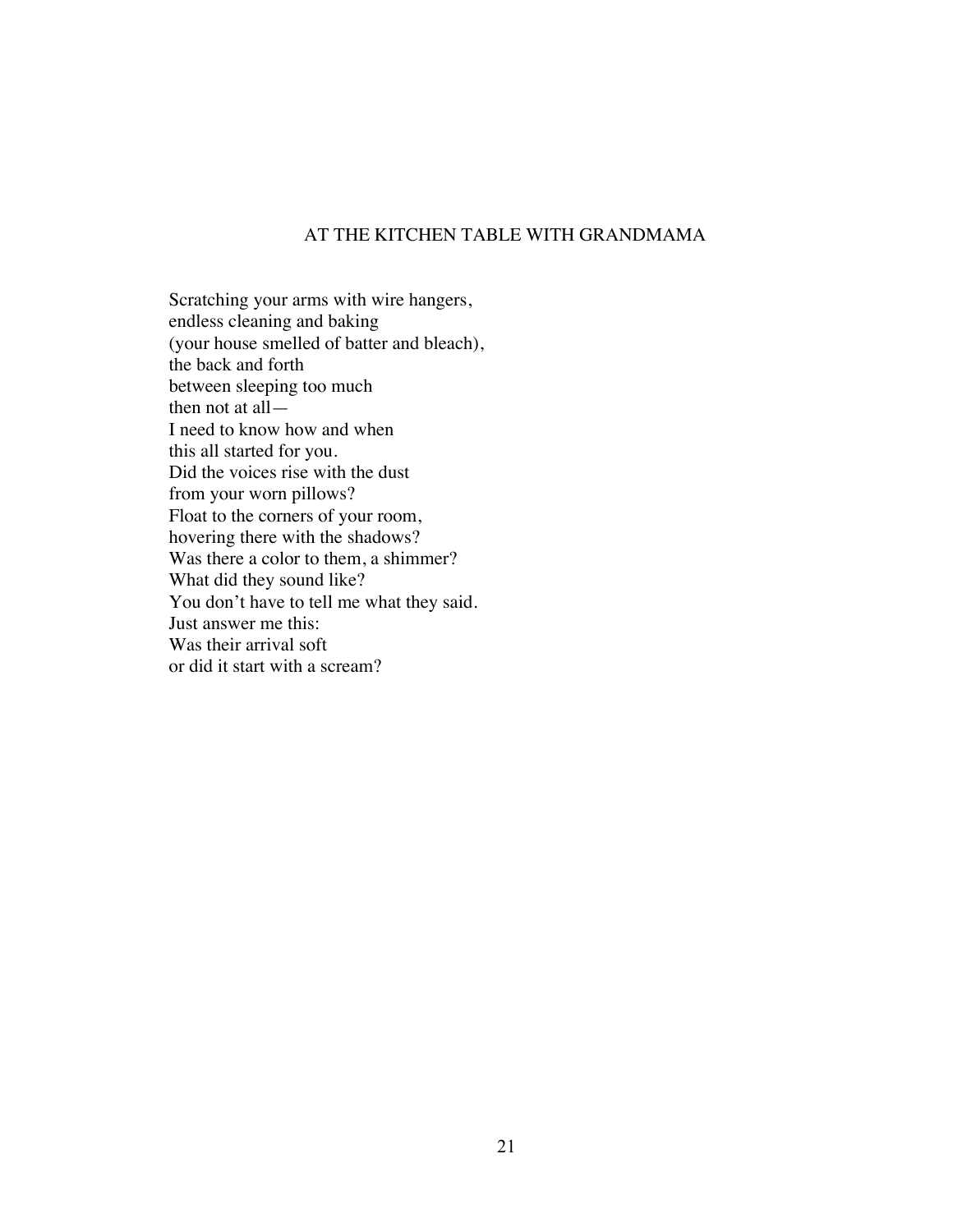## AT THE KITCHEN TABLE WITH GRANDMAMA

Scratching your arms with wire hangers,  
endless cleaning and baking  
(your house smelled of batter and bleach),  
the back and forth  
between sleeping too much  
then not at all—  
I need to know how and when  
this all started for you.  
Did the voices rise with the dust  
from your worn pillows?  
Float to the corners of your room,  
hovering there with the shadows?  
Was there a color to them, a shimmer?  
What did they sound like?  
You don't have to tell me what they said.  
Just answer me this:  
Was their arrival soft  
or did it start with a scream?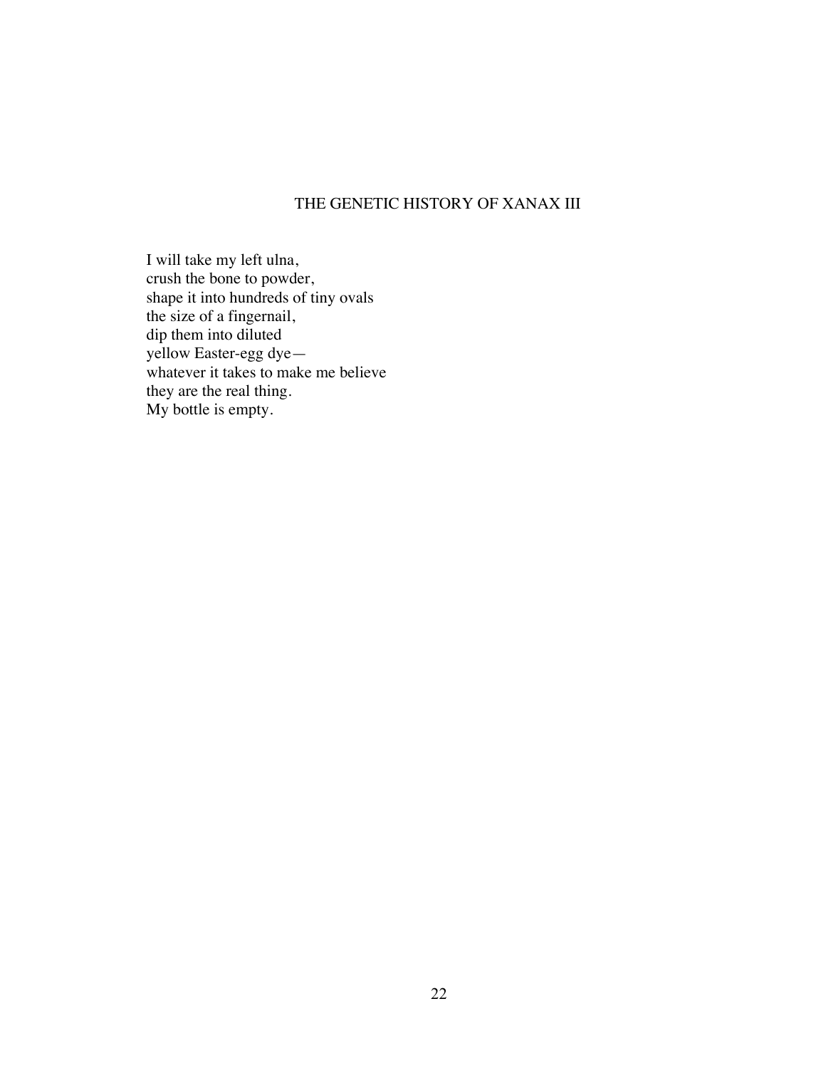## THE GENETIC HISTORY OF XANAX III

I will take my left ulna,  
crush the bone to powder,  
shape it into hundreds of tiny ovals  
the size of a fingernail,  
dip them into diluted  
yellow Easter-egg dye—  
whatever it takes to make me believe  
they are the real thing.  
My bottle is empty.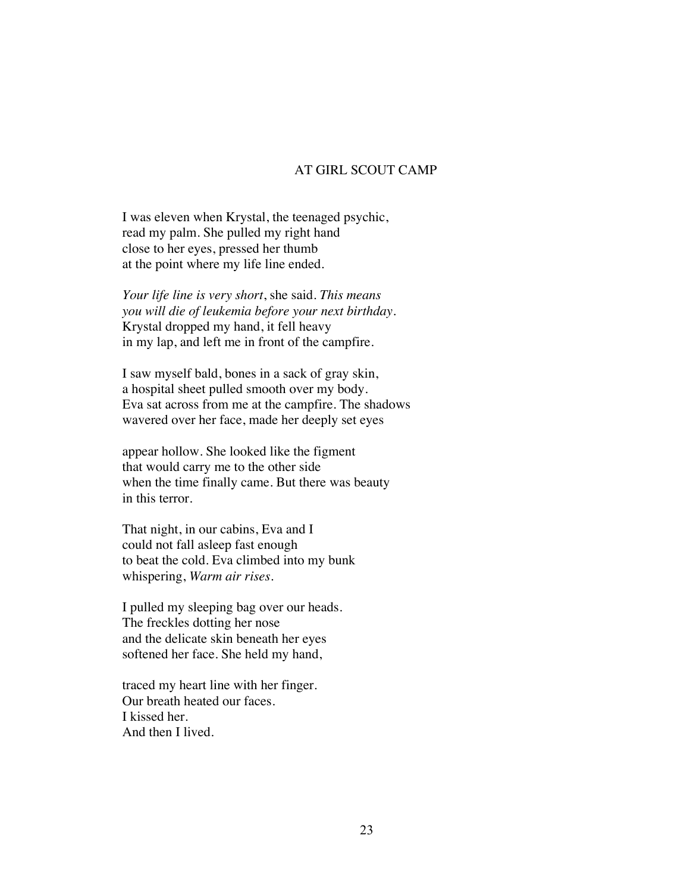# AT GIRL SCOUT CAMP

I was eleven when Krystal, the teenaged psychic,  
read my palm. She pulled my right hand  
close to her eyes, pressed her thumb  
at the point where my life line ended.

*Your life line is very short*, she said. *This means*  
*you will die of leukemia before your next birthday*.  
Krystal dropped my hand, it fell heavy  
in my lap, and left me in front of the campfire.

I saw myself bald, bones in a sack of gray skin,  
a hospital sheet pulled smooth over my body.  
Eva sat across from me at the campfire. The shadows  
wavered over her face, made her deeply set eyes

appear hollow. She looked like the figment  
that would carry me to the other side  
when the time finally came. But there was beauty  
in this terror.

That night, in our cabins, Eva and I  
could not fall asleep fast enough  
to beat the cold. Eva climbed into my bunk  
whispering, *Warm air rises*.

I pulled my sleeping bag over our heads.  
The freckles dotting her nose  
and the delicate skin beneath her eyes  
softened her face. She held my hand,

traced my heart line with her finger.  
Our breath heated our faces.  
I kissed her.  
And then I lived.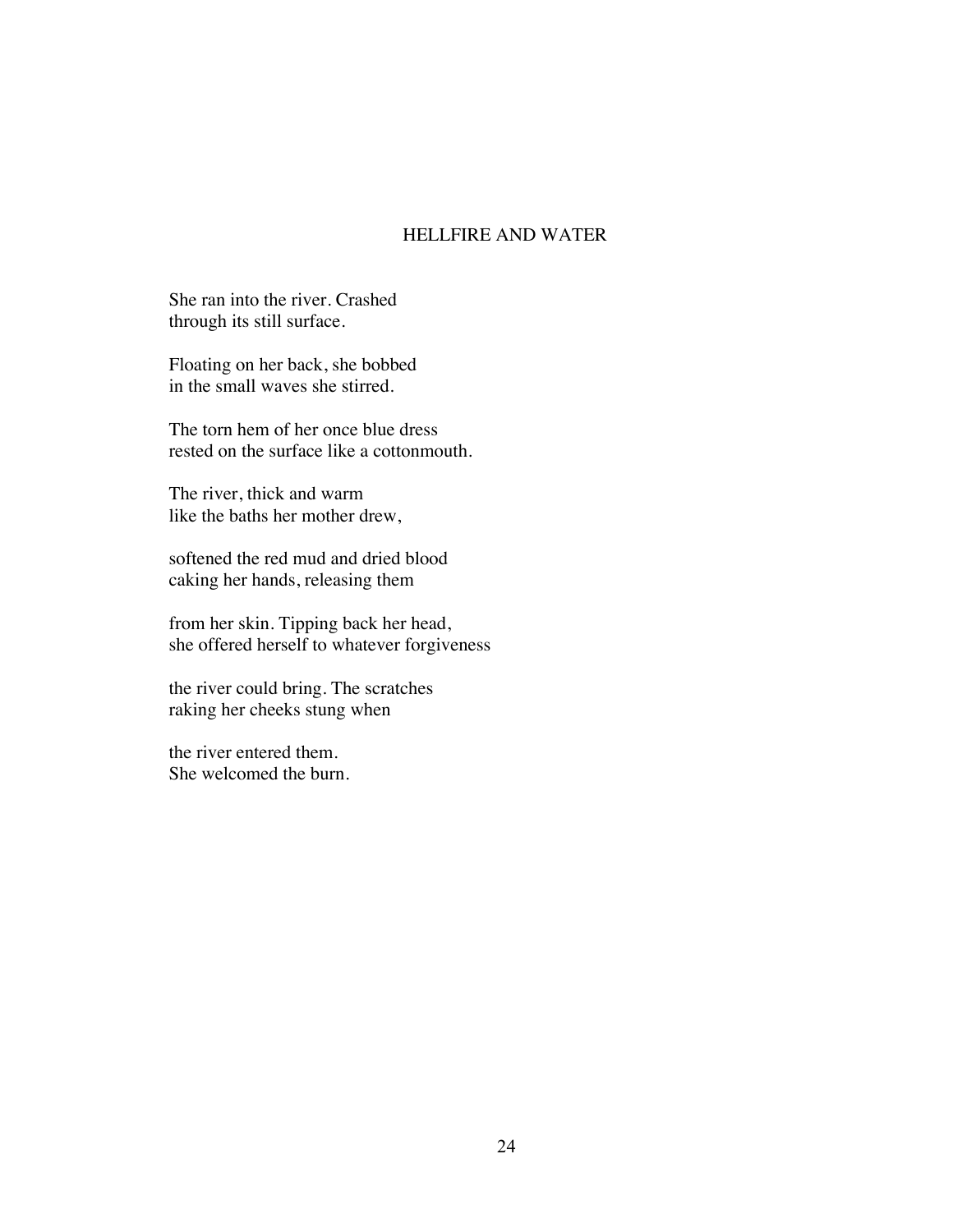# HELLFIRE AND WATER

She ran into the river. Crashed  
through its still surface.

Floating on her back, she bobbed  
in the small waves she stirred.

The torn hem of her once blue dress  
rested on the surface like a cottonmouth.

The river, thick and warm  
like the baths her mother drew,

softened the red mud and dried blood  
caking her hands, releasing them

from her skin. Tipping back her head,  
she offered herself to whatever forgiveness

the river could bring. The scratches  
raking her cheeks stung when

the river entered them.  
She welcomed the burn.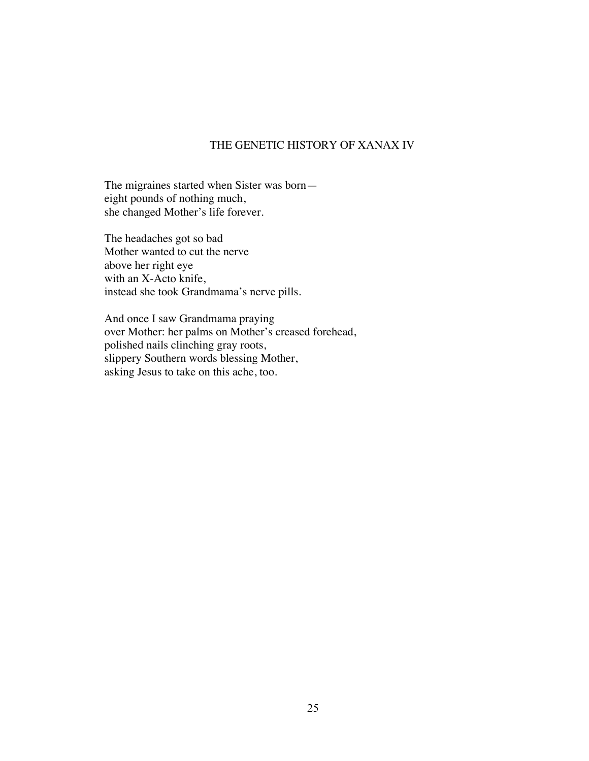## THE GENETIC HISTORY OF XANAX IV

The migraines started when Sister was born—  
eight pounds of nothing much,  
she changed Mother's life forever.

The headaches got so bad  
Mother wanted to cut the nerve  
above her right eye  
with an X-Acto knife,  
instead she took Grandmama's nerve pills.

And once I saw Grandmama praying  
over Mother: her palms on Mother's creased forehead,  
polished nails clinching gray roots,  
slippery Southern words blessing Mother,  
asking Jesus to take on this ache, too.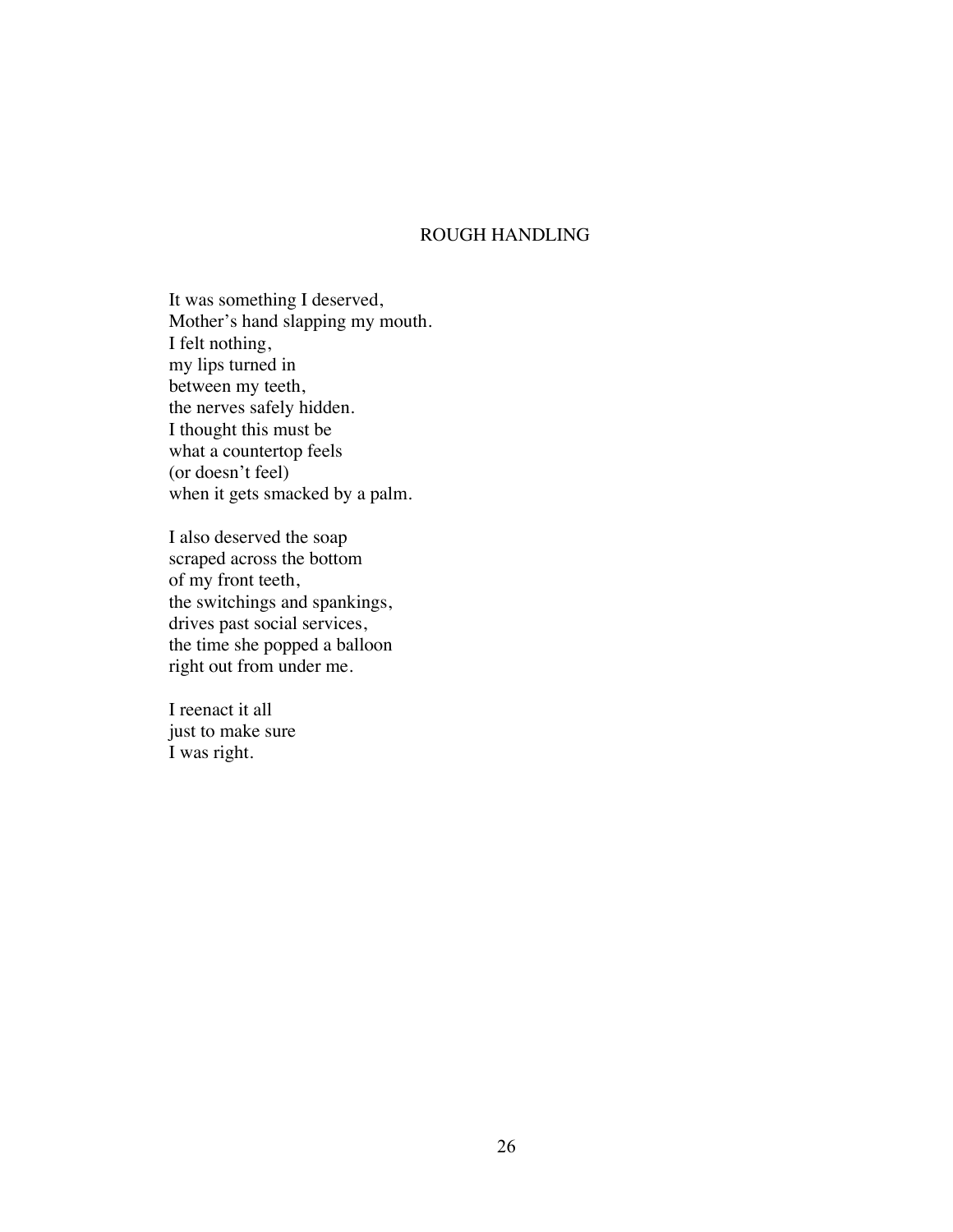# ROUGH HANDLING

It was something I deserved,
Mother's hand slapping my mouth.
I felt nothing,
my lips turned in
between my teeth,
the nerves safely hidden.
I thought this must be
what a countertop feels
(or doesn't feel)
when it gets smacked by a palm.

I also deserved the soap
scraped across the bottom
of my front teeth,
the switchings and spankings,
drives past social services,
the time she popped a balloon
right out from under me.

I reenact it all
just to make sure
I was right.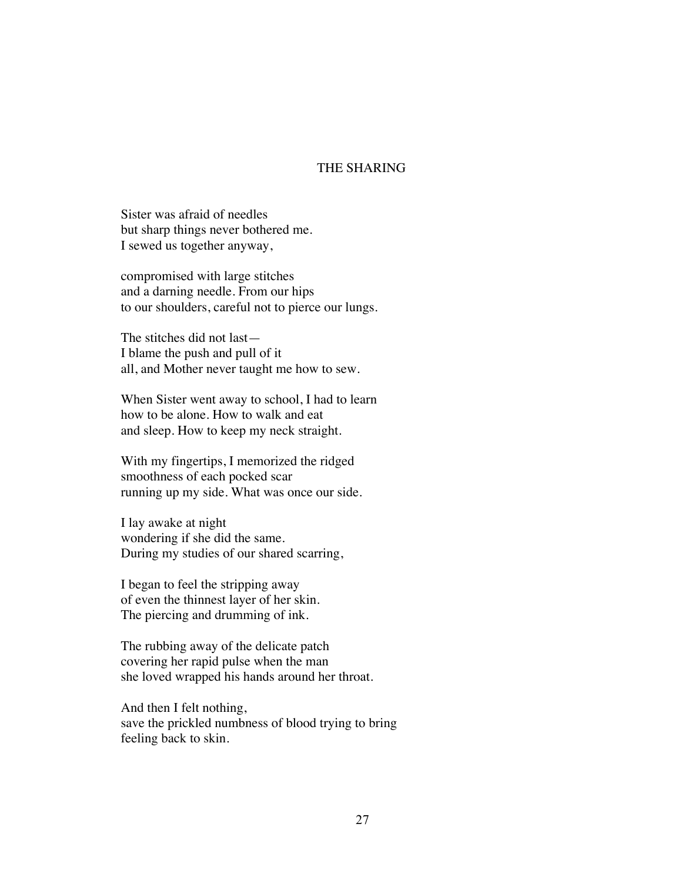# THE SHARING

Sister was afraid of needles  
but sharp things never bothered me.  
I sewed us together anyway,

compromised with large stitches  
and a darning needle. From our hips  
to our shoulders, careful not to pierce our lungs.

The stitches did not last—  
I blame the push and pull of it  
all, and Mother never taught me how to sew.

When Sister went away to school, I had to learn  
how to be alone. How to walk and eat  
and sleep. How to keep my neck straight.

With my fingertips, I memorized the ridged  
smoothness of each pocked scar  
running up my side. What was once our side.

I lay awake at night  
wondering if she did the same.  
During my studies of our shared scarring,

I began to feel the stripping away  
of even the thinnest layer of her skin.  
The piercing and drumming of ink.

The rubbing away of the delicate patch  
covering her rapid pulse when the man  
she loved wrapped his hands around her throat.

And then I felt nothing,  
save the prickled numbness of blood trying to bring  
feeling back to skin.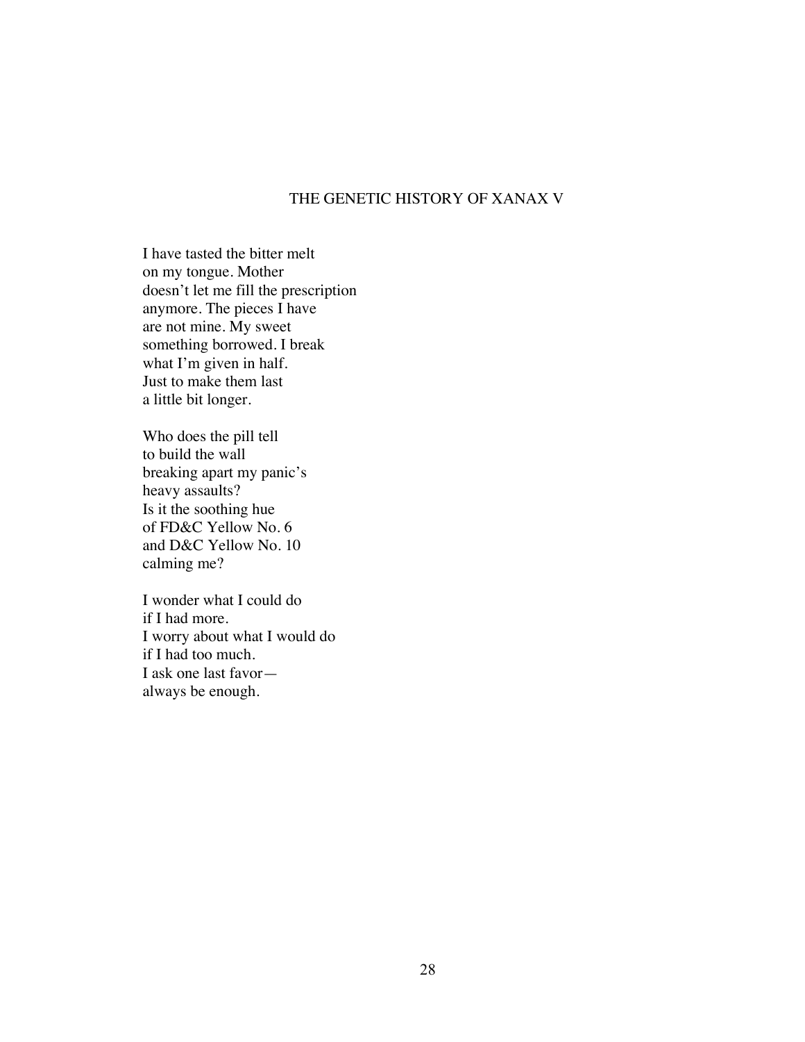## THE GENETIC HISTORY OF XANAX V

I have tasted the bitter melt  
on my tongue. Mother  
doesn't let me fill the prescription  
anymore. The pieces I have  
are not mine. My sweet  
something borrowed. I break  
what I'm given in half.  
Just to make them last  
a little bit longer.

Who does the pill tell  
to build the wall  
breaking apart my panic's  
heavy assaults?  
Is it the soothing hue  
of FD&C Yellow No. 6  
and D&C Yellow No. 10  
calming me?

I wonder what I could do  
if I had more.  
I worry about what I would do  
if I had too much.  
I ask one last favor—  
always be enough.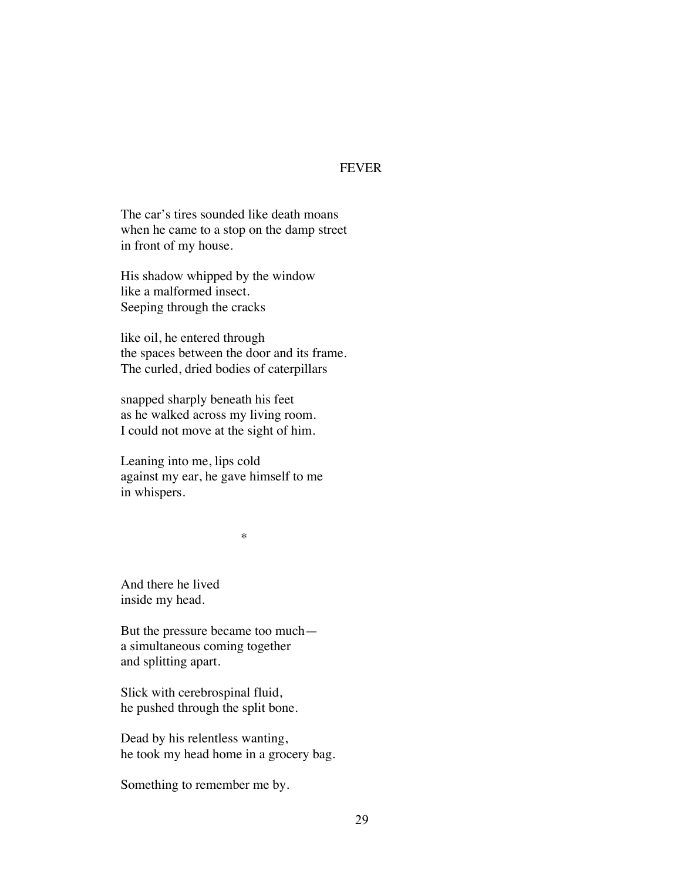# FEVER

The car's tires sounded like death moans
when he came to a stop on the damp street
in front of my house.

His shadow whipped by the window
like a malformed insect.
Seeping through the cracks

like oil, he entered through
the spaces between the door and its frame.
The curled, dried bodies of caterpillars

snapped sharply beneath his feet
as he walked across my living room.
I could not move at the sight of him.

Leaning into me, lips cold
against my ear, he gave himself to me
in whispers.

*

And there he lived
inside my head.

But the pressure became too much—
a simultaneous coming together
and splitting apart.

Slick with cerebrospinal fluid,
he pushed through the split bone.

Dead by his relentless wanting,
he took my head home in a grocery bag.

Something to remember me by.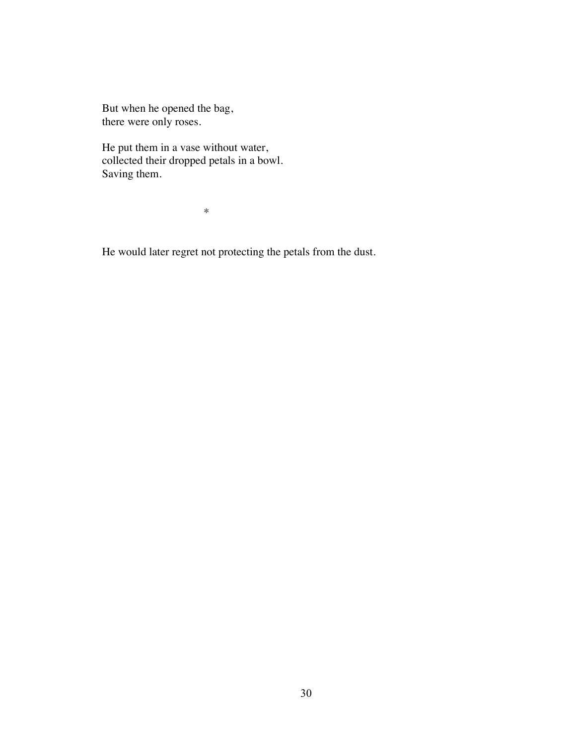But when he opened the bag,  
there were only roses.

He put them in a vase without water,  
collected their dropped petals in a bowl.  
Saving them.

*

He would later regret not protecting the petals from the dust.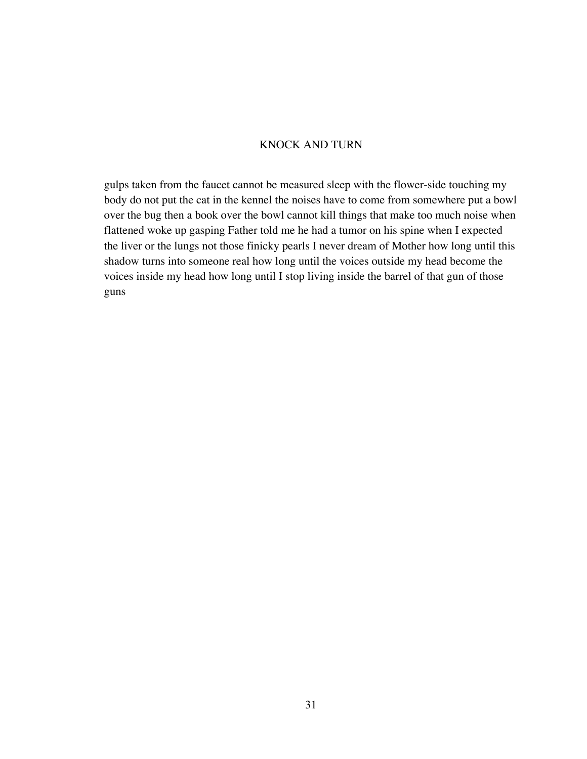# KNOCK AND TURN

gulps taken from the faucet cannot be measured sleep with the flower-side touching my body do not put the cat in the kennel the noises have to come from somewhere put a bowl over the bug then a book over the bowl cannot kill things that make too much noise when flattened woke up gasping Father told me he had a tumor on his spine when I expected the liver or the lungs not those finicky pearls I never dream of Mother how long until this shadow turns into someone real how long until the voices outside my head become the voices inside my head how long until I stop living inside the barrel of that gun of those guns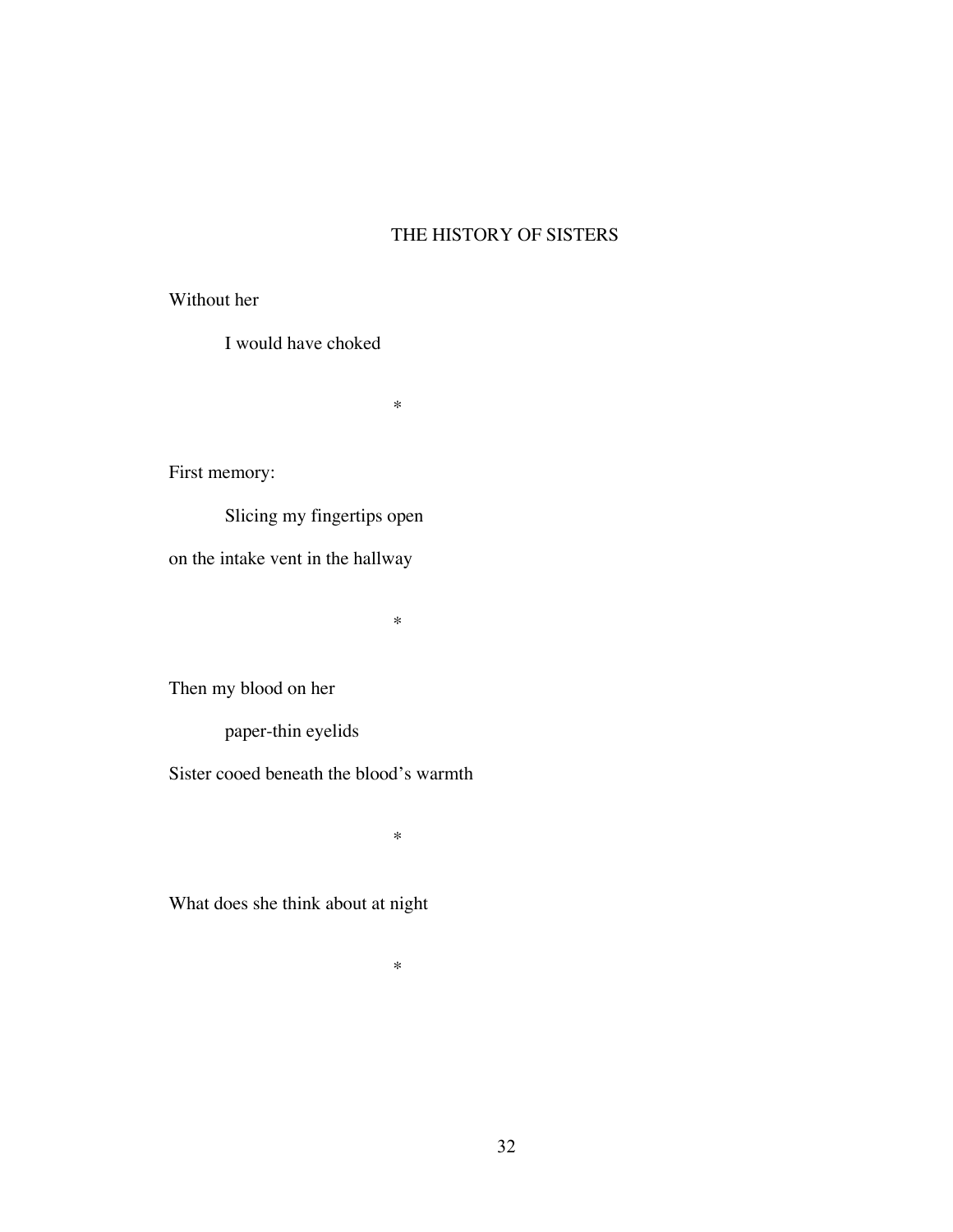## THE HISTORY OF SISTERS

Without her

I would have choked

*

First memory:

Slicing my fingertips open

on the intake vent in the hallway

*

Then my blood on her

paper-thin eyelids

Sister cooed beneath the blood's warmth

*

What does she think about at night

*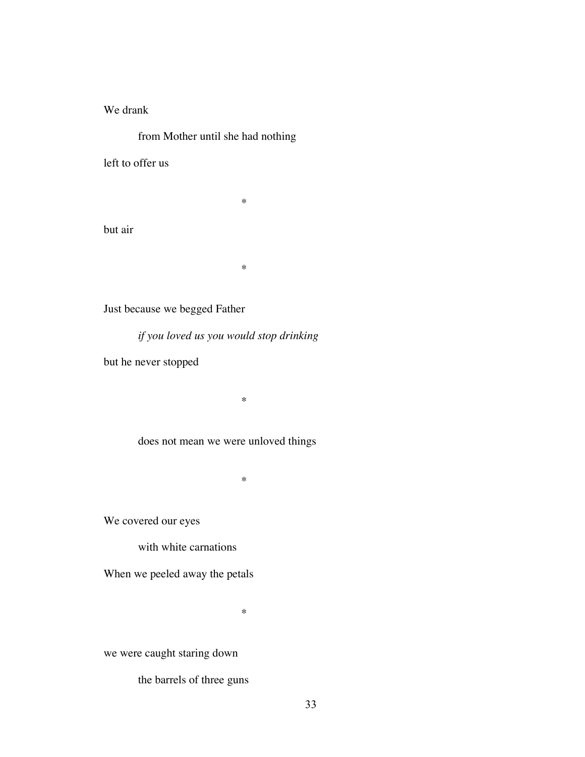We drank

    from Mother until she had nothing

left to offer us

*

but air

*

Just because we begged Father

    *if you loved us you would stop drinking*

but he never stopped

*

    does not mean we were unloved things

*

We covered our eyes

    with white carnations

When we peeled away the petals

*

we were caught staring down

    the barrels of three guns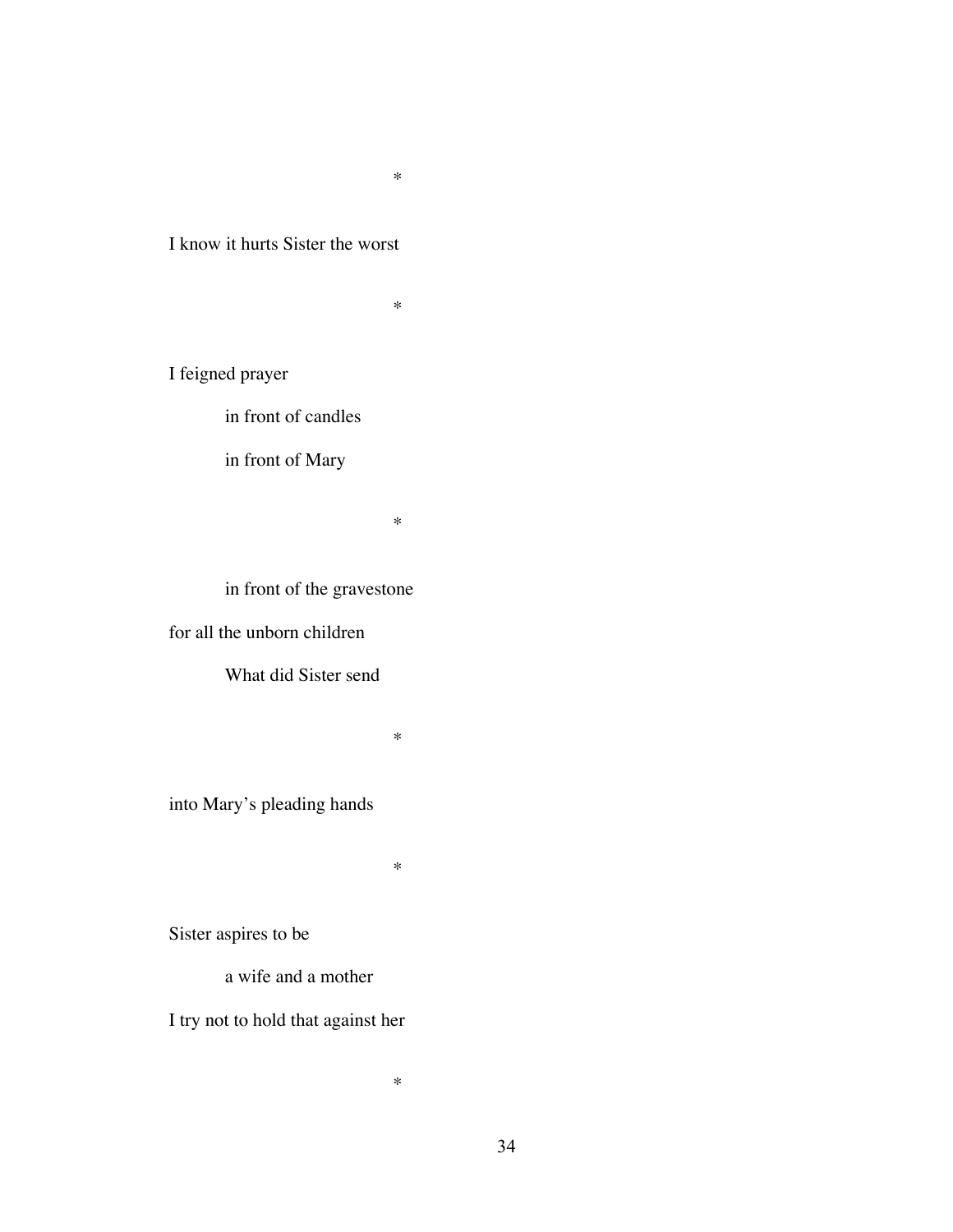*

I know it hurts Sister the worst

*

I feigned prayer

&emsp;&emsp;&emsp;&emsp;in front of candles

&emsp;&emsp;&emsp;&emsp;in front of Mary

*

&emsp;&emsp;&emsp;&emsp;in front of the gravestone

for all the unborn children

&emsp;&emsp;&emsp;&emsp;What did Sister send

*

into Mary's pleading hands

*

Sister aspires to be

&emsp;&emsp;&emsp;&emsp;a wife and a mother

I try not to hold that against her

*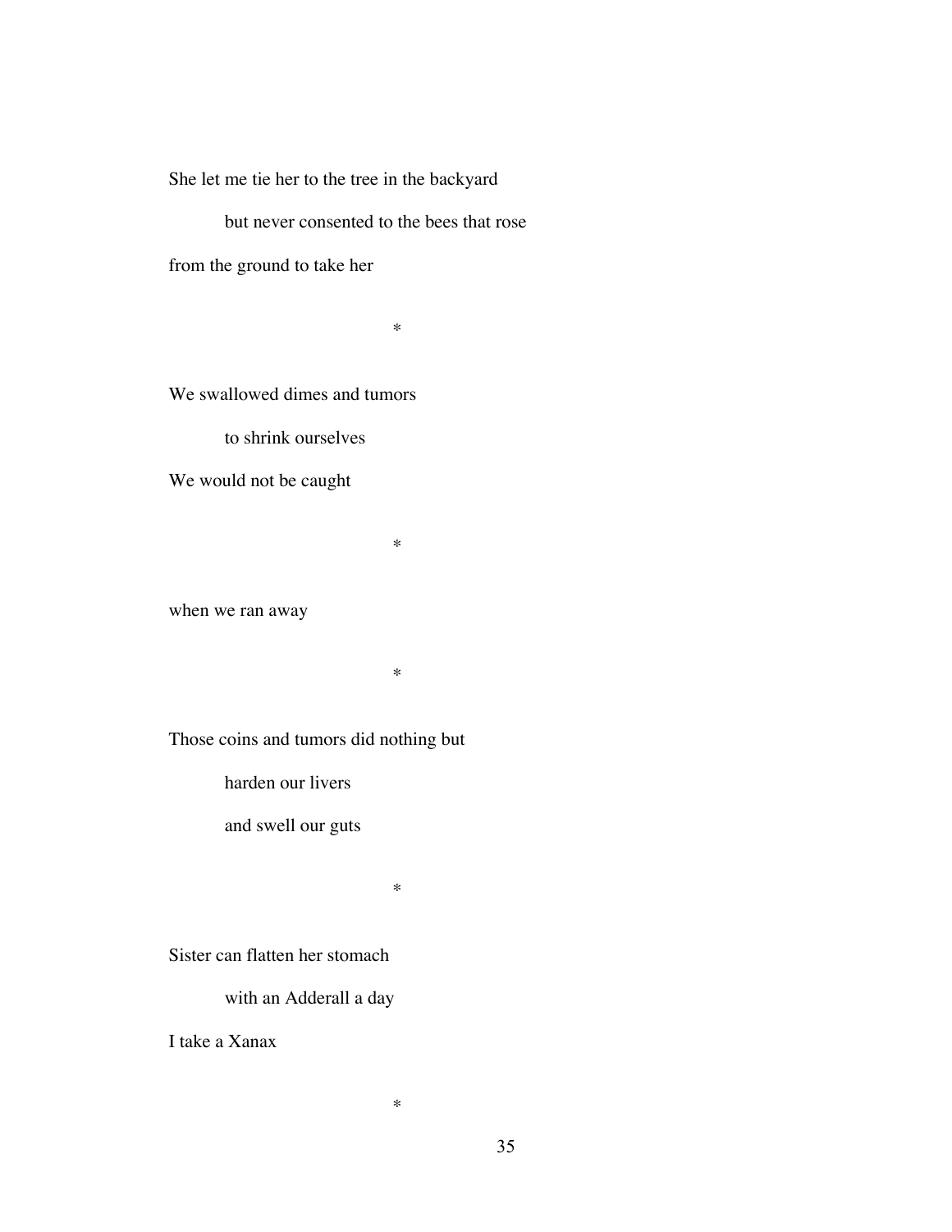She let me tie her to the tree in the backyard

    but never consented to the bees that rose

from the ground to take her

*

We swallowed dimes and tumors

    to shrink ourselves

We would not be caught

*

when we ran away

*

Those coins and tumors did nothing but

    harden our livers

    and swell our guts

*

Sister can flatten her stomach

    with an Adderall a day

I take a Xanax

*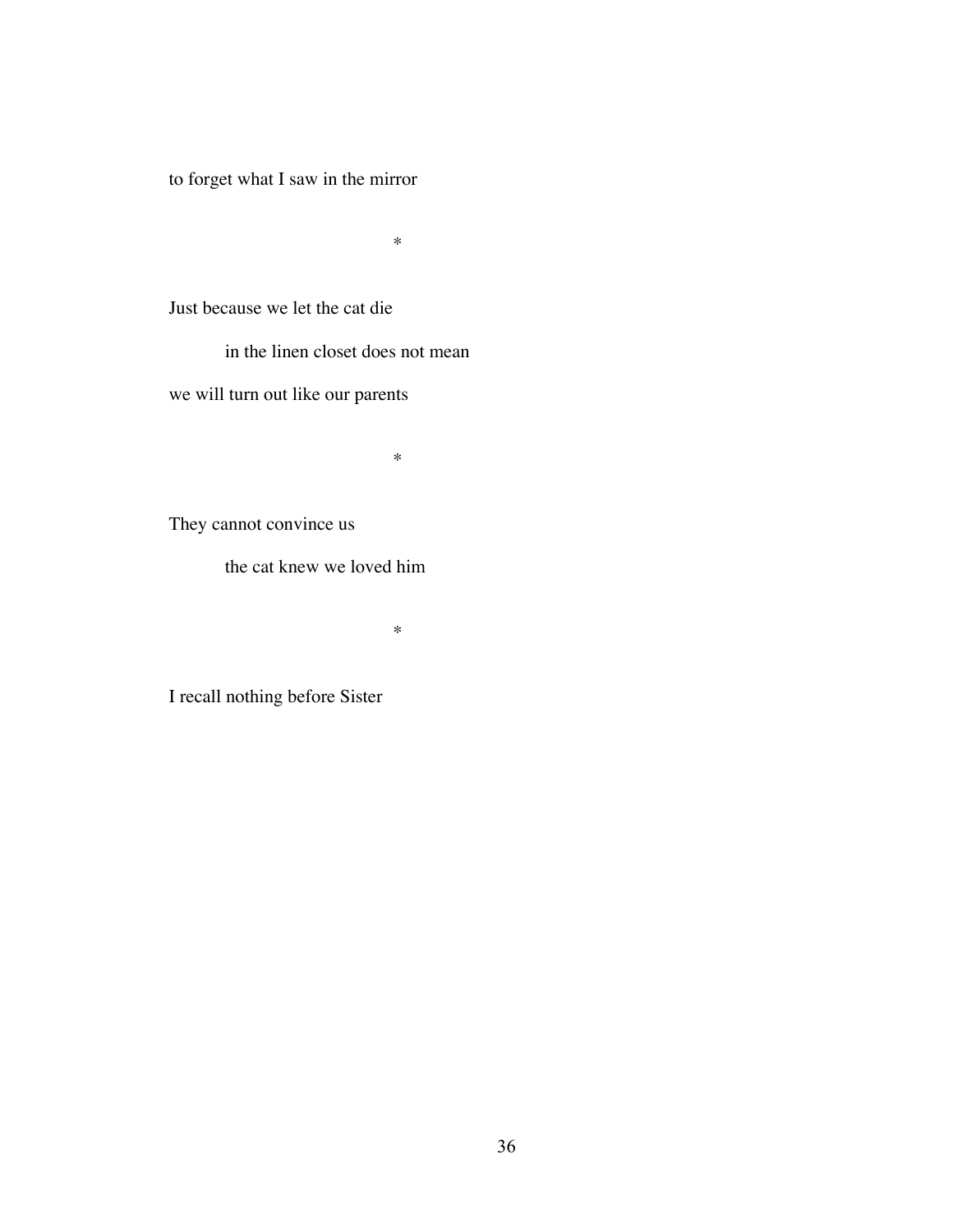to forget what I saw in the mirror

*

Just because we let the cat die

&emsp;&emsp;in the linen closet does not mean

we will turn out like our parents

*

They cannot convince us

&emsp;&emsp;the cat knew we loved him

*

I recall nothing before Sister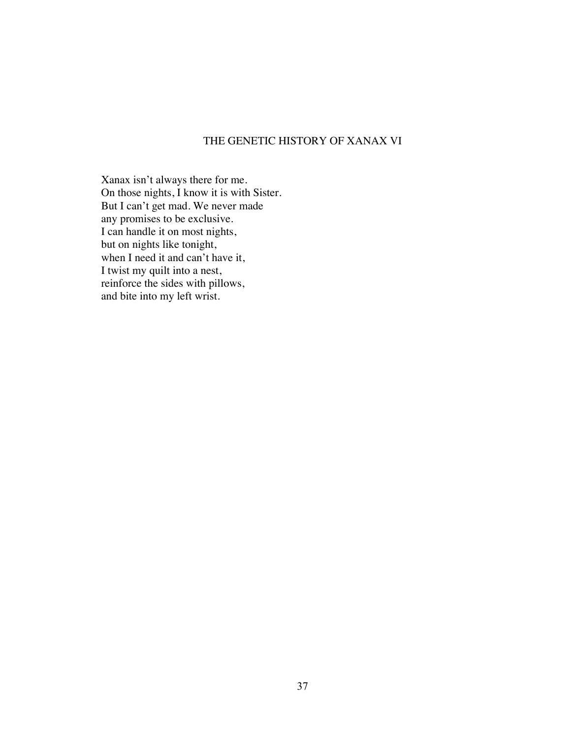# THE GENETIC HISTORY OF XANAX VI

Xanax isn't always there for me.  
On those nights, I know it is with Sister.  
But I can't get mad. We never made  
any promises to be exclusive.  
I can handle it on most nights,  
but on nights like tonight,  
when I need it and can't have it,  
I twist my quilt into a nest,  
reinforce the sides with pillows,  
and bite into my left wrist.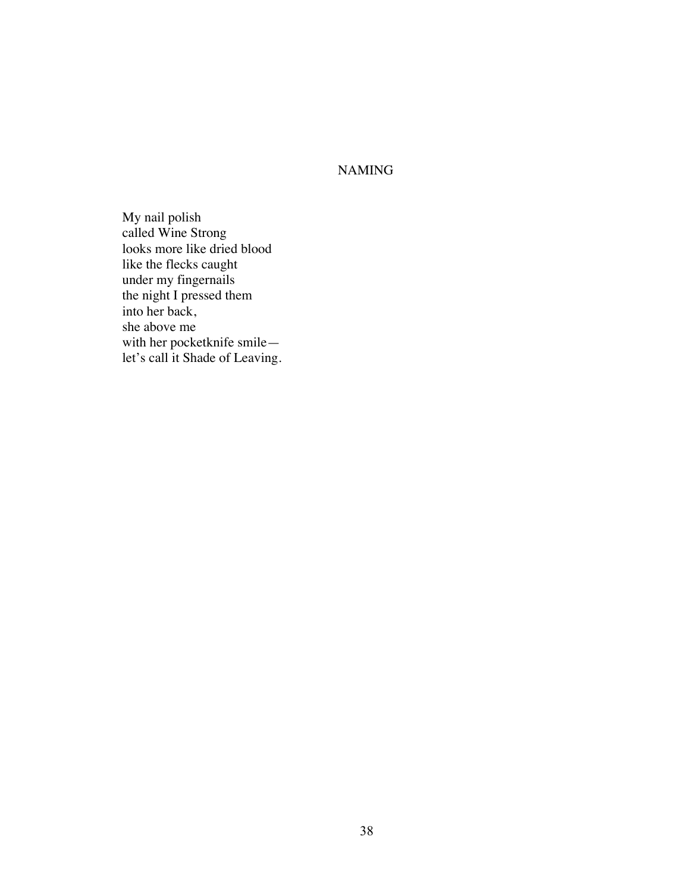## NAMING

My nail polish  
called Wine Strong  
looks more like dried blood  
like the flecks caught  
under my fingernails  
the night I pressed them  
into her back,  
she above me  
with her pocketknife smile—  
let's call it Shade of Leaving.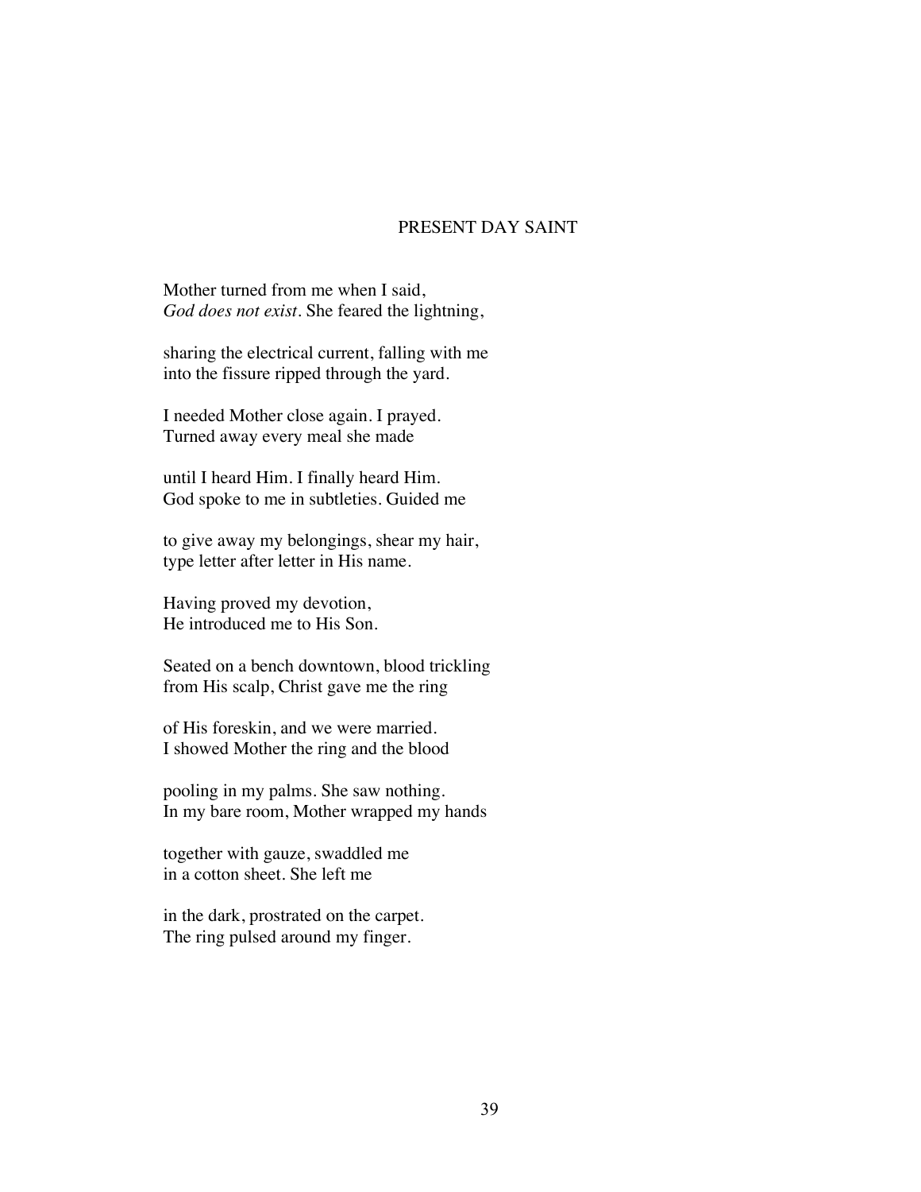# PRESENT DAY SAINT

Mother turned from me when I said,  
*God does not exist*. She feared the lightning,

sharing the electrical current, falling with me  
into the fissure ripped through the yard.

I needed Mother close again. I prayed.  
Turned away every meal she made

until I heard Him. I finally heard Him.  
God spoke to me in subtleties. Guided me

to give away my belongings, shear my hair,  
type letter after letter in His name.

Having proved my devotion,  
He introduced me to His Son.

Seated on a bench downtown, blood trickling  
from His scalp, Christ gave me the ring

of His foreskin, and we were married.  
I showed Mother the ring and the blood

pooling in my palms. She saw nothing.  
In my bare room, Mother wrapped my hands

together with gauze, swaddled me  
in a cotton sheet. She left me

in the dark, prostrated on the carpet.  
The ring pulsed around my finger.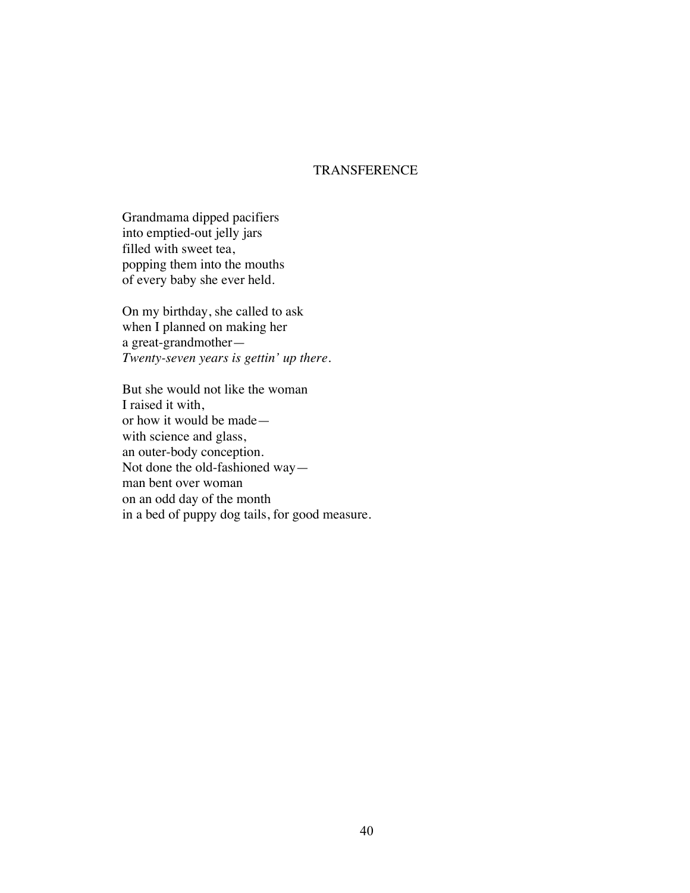## TRANSFERENCE

Grandmama dipped pacifiers  
into emptied-out jelly jars  
filled with sweet tea,  
popping them into the mouths  
of every baby she ever held.

On my birthday, she called to ask  
when I planned on making her  
a great-grandmother—  
*Twenty-seven years is gettin' up there.*

But she would not like the woman  
I raised it with,  
or how it would be made—  
with science and glass,  
an outer-body conception.  
Not done the old-fashioned way—  
man bent over woman  
on an odd day of the month  
in a bed of puppy dog tails, for good measure.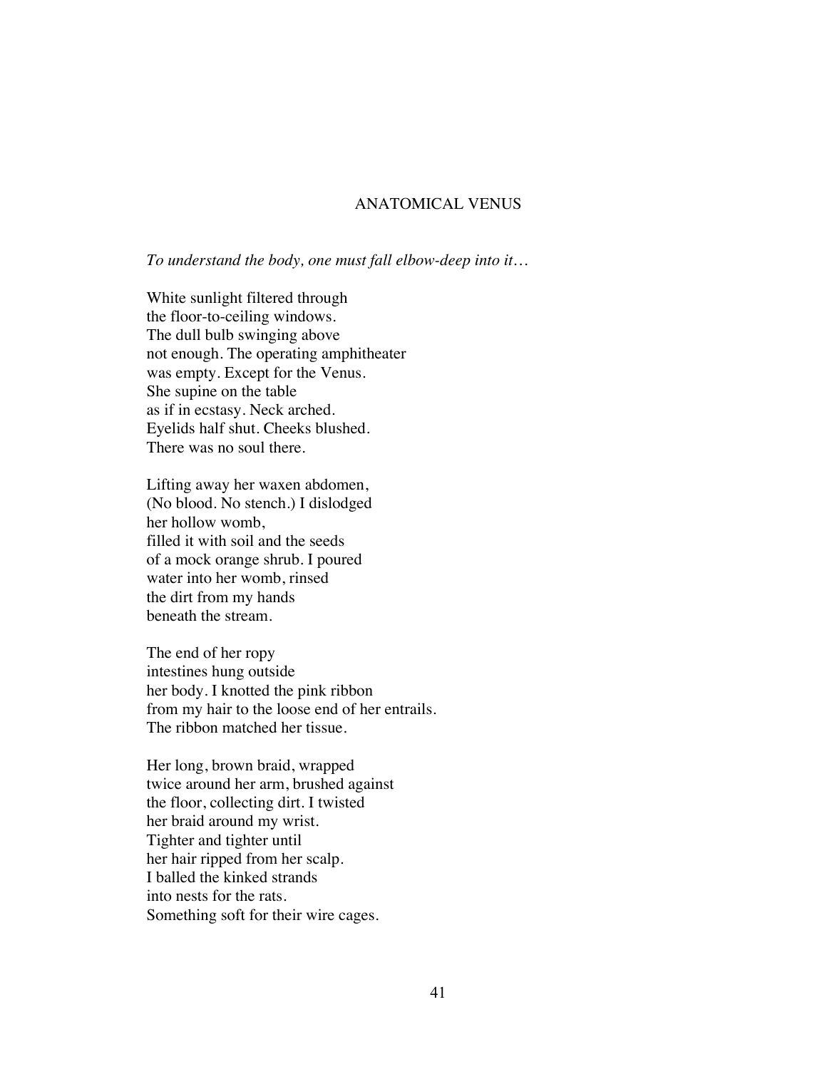# ANATOMICAL VENUS

*To understand the body, one must fall elbow-deep into it…*

White sunlight filtered through  
the floor-to-ceiling windows.  
The dull bulb swinging above  
not enough. The operating amphitheater  
was empty. Except for the Venus.  
She supine on the table  
as if in ecstasy. Neck arched.  
Eyelids half shut. Cheeks blushed.  
There was no soul there.

Lifting away her waxen abdomen,  
(No blood. No stench.) I dislodged  
her hollow womb,  
filled it with soil and the seeds  
of a mock orange shrub. I poured  
water into her womb, rinsed  
the dirt from my hands  
beneath the stream.

The end of her ropy  
intestines hung outside  
her body. I knotted the pink ribbon  
from my hair to the loose end of her entrails.  
The ribbon matched her tissue.

Her long, brown braid, wrapped  
twice around her arm, brushed against  
the floor, collecting dirt. I twisted  
her braid around my wrist.  
Tighter and tighter until  
her hair ripped from her scalp.  
I balled the kinked strands  
into nests for the rats.  
Something soft for their wire cages.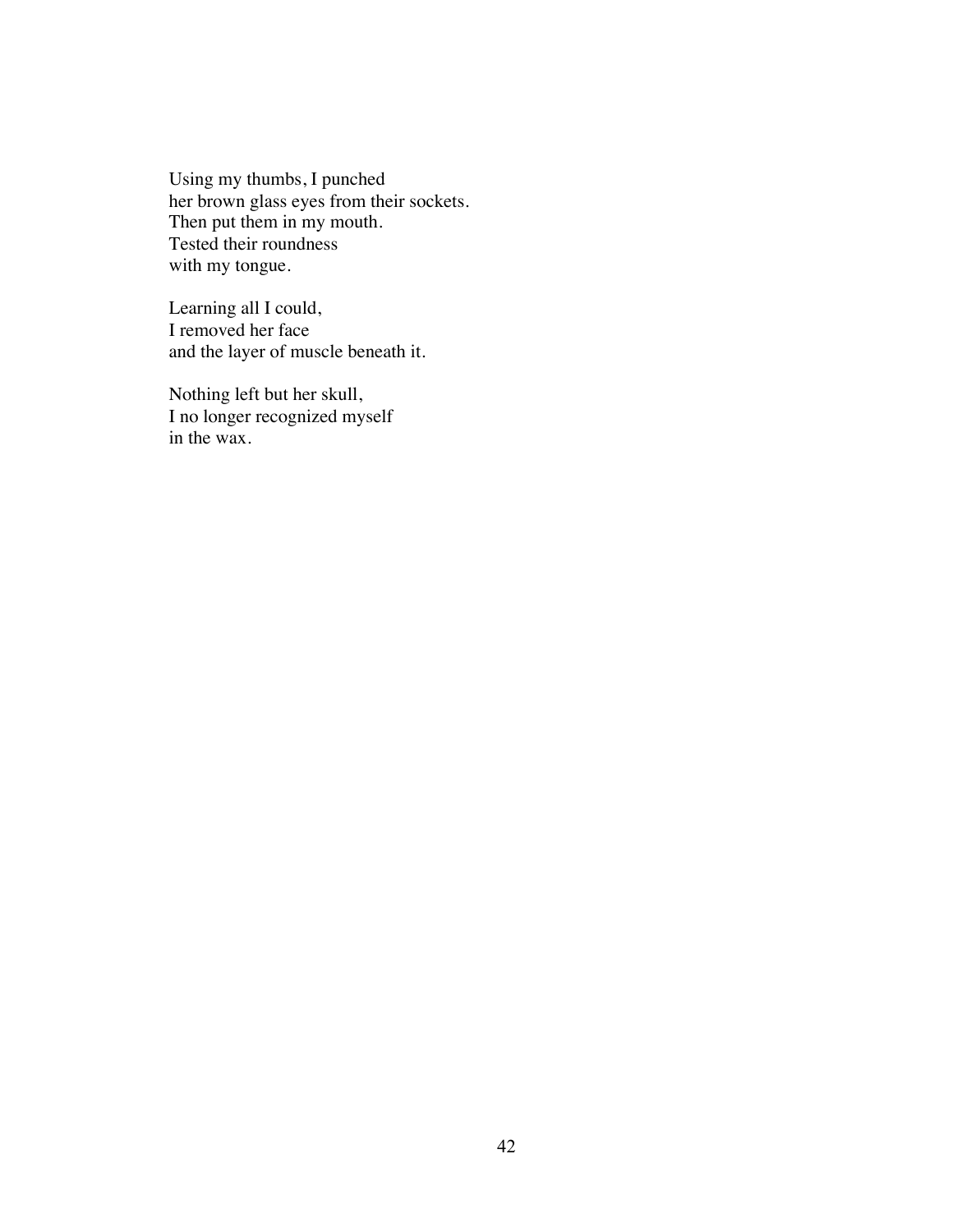Using my thumbs, I punched  
her brown glass eyes from their sockets.  
Then put them in my mouth.  
Tested their roundness  
with my tongue.

Learning all I could,  
I removed her face  
and the layer of muscle beneath it.

Nothing left but her skull,  
I no longer recognized myself  
in the wax.